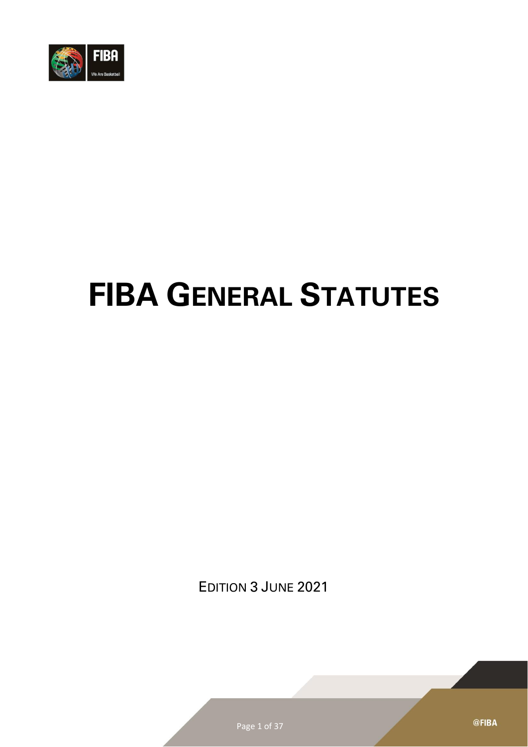# FIBA GENERAL STATUTES

EDITION 3 JUNE 2021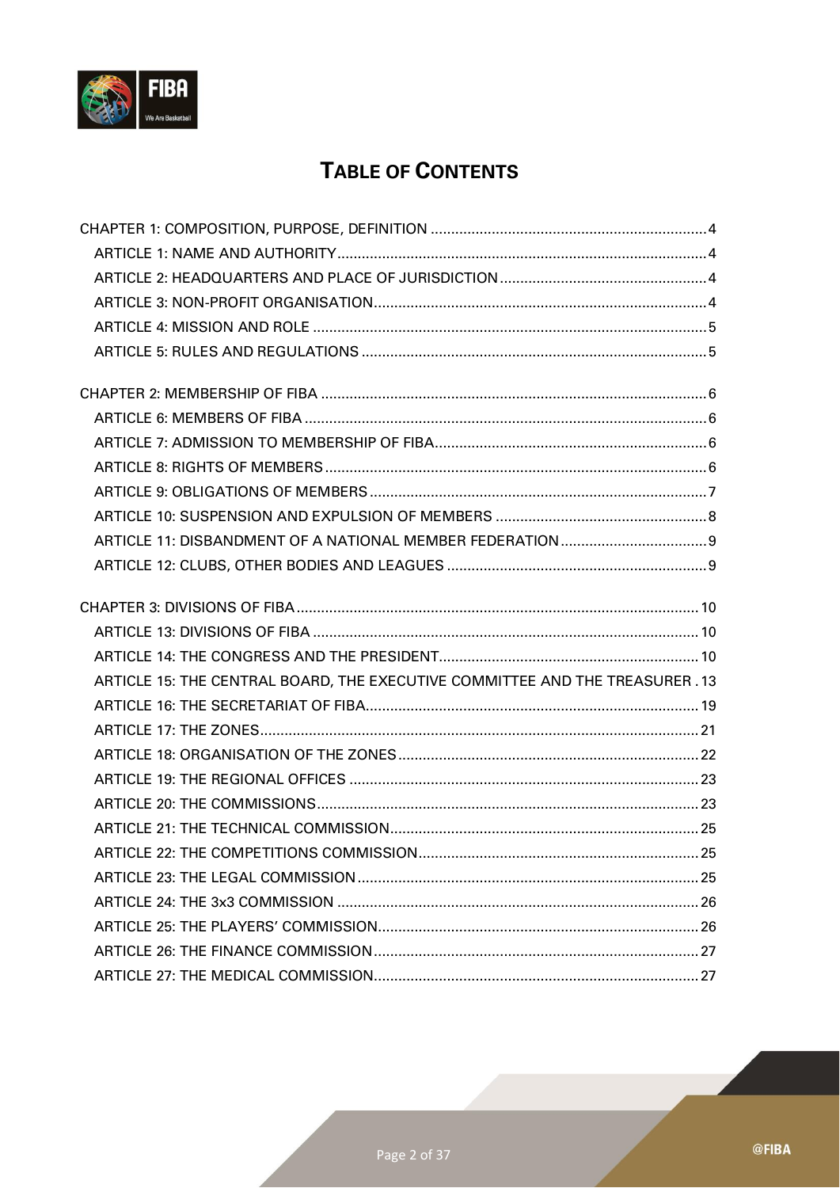# TABLE OF CONTENTS

CHAPTER 1: COMPOSITION, PURPOSE, DEFINITION ..... 4
- ARTICLE 1: NAME AND AUTHORITY ..... 4
- ARTICLE 2: HEADQUARTERS AND PLACE OF JURISDICTION ..... 4
- ARTICLE 3: NON-PROFIT ORGANISATION ..... 4
- ARTICLE 4: MISSION AND ROLE ..... 5
- ARTICLE 5: RULES AND REGULATIONS ..... 5

CHAPTER 2: MEMBERSHIP OF FIBA ..... 6
- ARTICLE 6: MEMBERS OF FIBA ..... 6
- ARTICLE 7: ADMISSION TO MEMBERSHIP OF FIBA ..... 6
- ARTICLE 8: RIGHTS OF MEMBERS ..... 6
- ARTICLE 9: OBLIGATIONS OF MEMBERS ..... 7
- ARTICLE 10: SUSPENSION AND EXPULSION OF MEMBERS ..... 8
- ARTICLE 11: DISBANDMENT OF A NATIONAL MEMBER FEDERATION ..... 9
- ARTICLE 12: CLUBS, OTHER BODIES AND LEAGUES ..... 9

CHAPTER 3: DIVISIONS OF FIBA ..... 10
- ARTICLE 13: DIVISIONS OF FIBA ..... 10
- ARTICLE 14: THE CONGRESS AND THE PRESIDENT ..... 10
- ARTICLE 15: THE CENTRAL BOARD, THE EXECUTIVE COMMITTEE AND THE TREASURER ..... 13
- ARTICLE 16: THE SECRETARIAT OF FIBA ..... 19
- ARTICLE 17: THE ZONES ..... 21
- ARTICLE 18: ORGANISATION OF THE ZONES ..... 22
- ARTICLE 19: THE REGIONAL OFFICES ..... 23
- ARTICLE 20: THE COMMISSIONS ..... 23
- ARTICLE 21: THE TECHNICAL COMMISSION ..... 25
- ARTICLE 22: THE COMPETITIONS COMMISSION ..... 25
- ARTICLE 23: THE LEGAL COMMISSION ..... 25
- ARTICLE 24: THE 3x3 COMMISSION ..... 26
- ARTICLE 25: THE PLAYERS' COMMISSION ..... 26
- ARTICLE 26: THE FINANCE COMMISSION ..... 27
- ARTICLE 27: THE MEDICAL COMMISSION ..... 27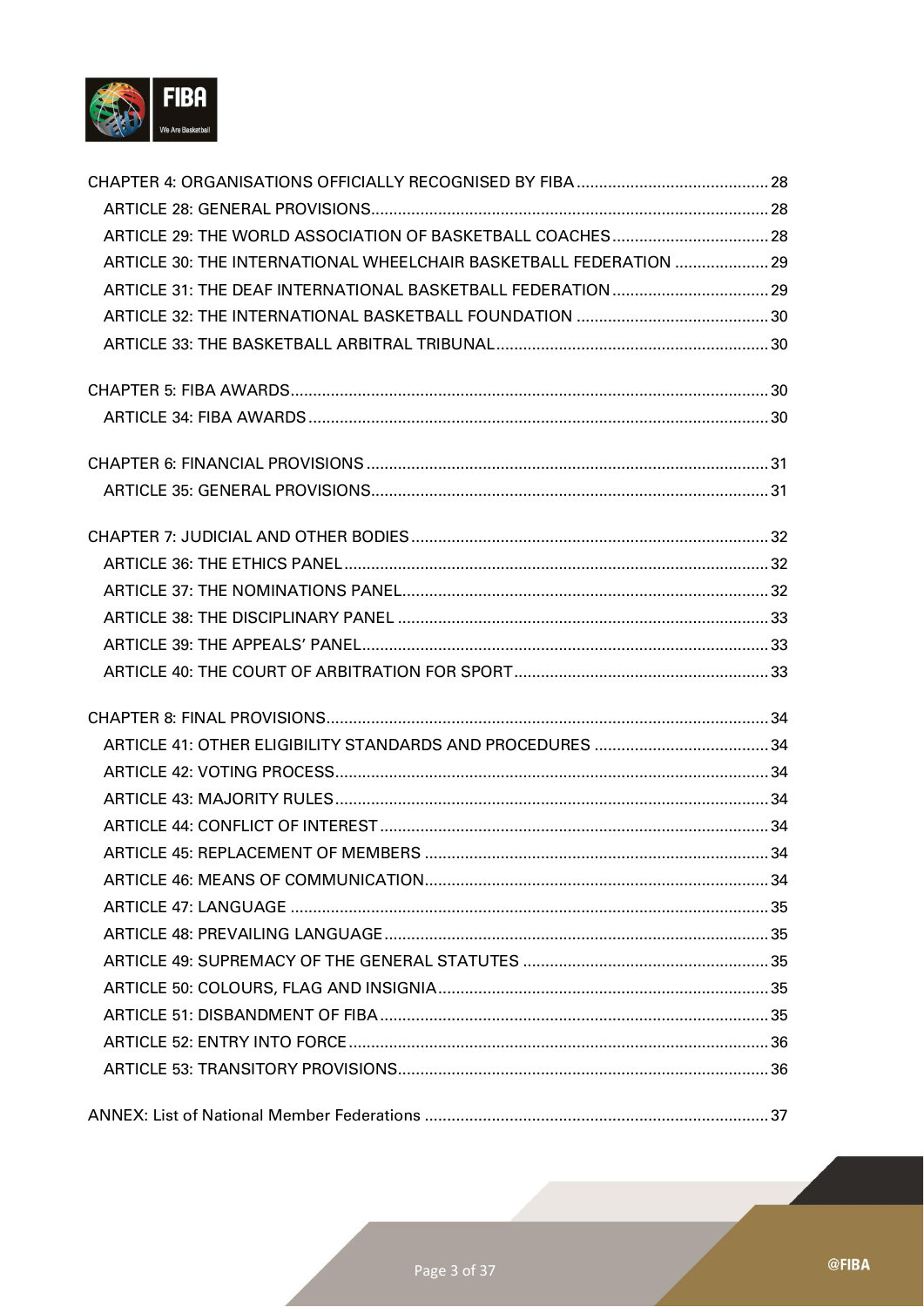CHAPTER 4: ORGANISATIONS OFFICIALLY RECOGNISED BY FIBA ........................................... 28

- ARTICLE 28: GENERAL PROVISIONS ........................................................................................ 28
- ARTICLE 29: THE WORLD ASSOCIATION OF BASKETBALL COACHES ................................... 28
- ARTICLE 30: THE INTERNATIONAL WHEELCHAIR BASKETBALL FEDERATION ..................... 29
- ARTICLE 31: THE DEAF INTERNATIONAL BASKETBALL FEDERATION ................................... 29
- ARTICLE 32: THE INTERNATIONAL BASKETBALL FOUNDATION ........................................... 30
- ARTICLE 33: THE BASKETBALL ARBITRAL TRIBUNAL ............................................................ 30

CHAPTER 5: FIBA AWARDS .......................................................................................................... 30

- ARTICLE 34: FIBA AWARDS ...................................................................................................... 30

CHAPTER 6: FINANCIAL PROVISIONS ......................................................................................... 31

- ARTICLE 35: GENERAL PROVISIONS ........................................................................................ 31

CHAPTER 7: JUDICIAL AND OTHER BODIES ............................................................................... 32

- ARTICLE 36: THE ETHICS PANEL .............................................................................................. 32
- ARTICLE 37: THE NOMINATIONS PANEL .................................................................................. 32
- ARTICLE 38: THE DISCIPLINARY PANEL .................................................................................. 33
- ARTICLE 39: THE APPEALS' PANEL .......................................................................................... 33
- ARTICLE 40: THE COURT OF ARBITRATION FOR SPORT ......................................................... 33

CHAPTER 8: FINAL PROVISIONS .................................................................................................. 34

- ARTICLE 41: OTHER ELIGIBILITY STANDARDS AND PROCEDURES ....................................... 34
- ARTICLE 42: VOTING PROCESS ................................................................................................ 34
- ARTICLE 43: MAJORITY RULES ................................................................................................ 34
- ARTICLE 44: CONFLICT OF INTEREST ...................................................................................... 34
- ARTICLE 45: REPLACEMENT OF MEMBERS ............................................................................ 34
- ARTICLE 46: MEANS OF COMMUNICATION ............................................................................ 34
- ARTICLE 47: LANGUAGE .......................................................................................................... 35
- ARTICLE 48: PREVAILING LANGUAGE ..................................................................................... 35
- ARTICLE 49: SUPREMACY OF THE GENERAL STATUTES ....................................................... 35
- ARTICLE 50: COLOURS, FLAG AND INSIGNIA .......................................................................... 35
- ARTICLE 51: DISBANDMENT OF FIBA ...................................................................................... 35
- ARTICLE 52: ENTRY INTO FORCE ............................................................................................. 36
- ARTICLE 53: TRANSITORY PROVISIONS .................................................................................. 36

ANNEX: List of National Member Federations ............................................................................. 37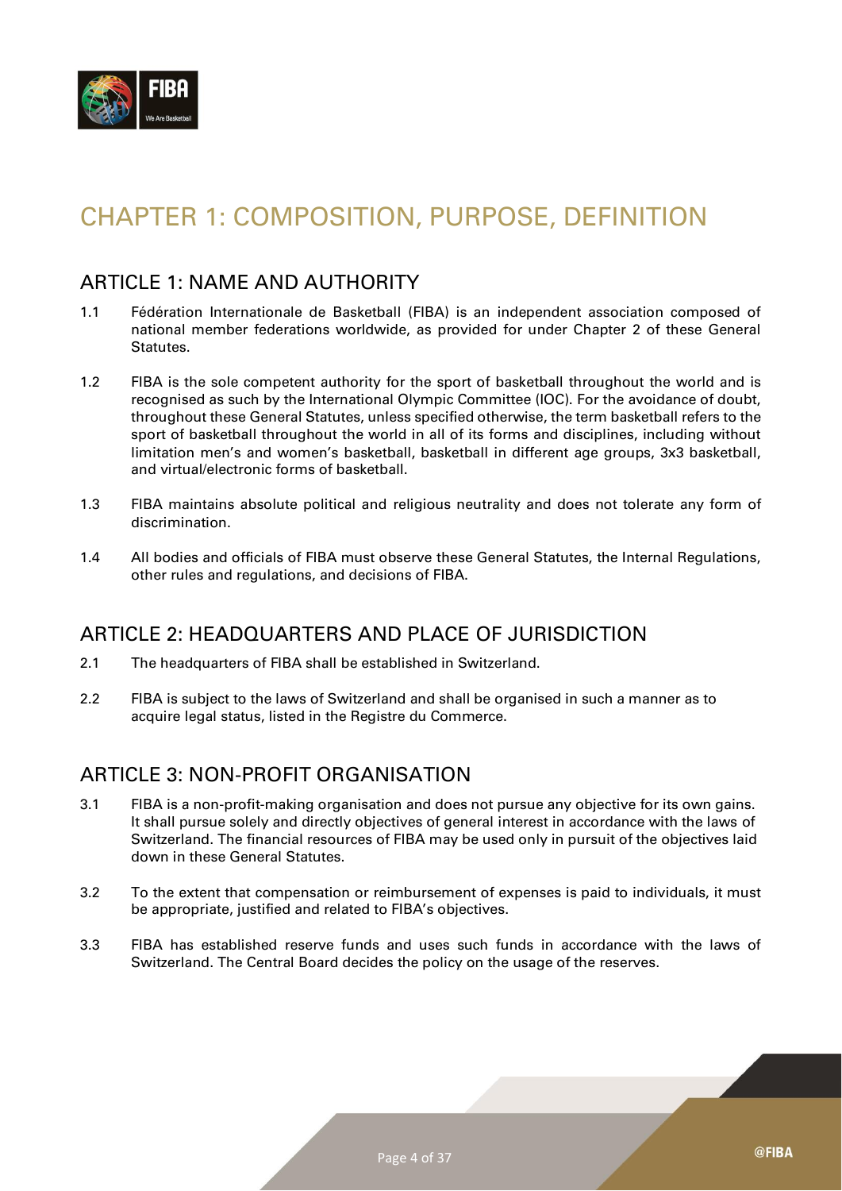# CHAPTER 1: COMPOSITION, PURPOSE, DEFINITION

## ARTICLE 1: NAME AND AUTHORITY

1.1 Fédération Internationale de Basketball (FIBA) is an independent association composed of national member federations worldwide, as provided for under Chapter 2 of these General Statutes.

1.2 FIBA is the sole competent authority for the sport of basketball throughout the world and is recognised as such by the International Olympic Committee (IOC). For the avoidance of doubt, throughout these General Statutes, unless specified otherwise, the term basketball refers to the sport of basketball throughout the world in all of its forms and disciplines, including without limitation men's and women's basketball, basketball in different age groups, 3x3 basketball, and virtual/electronic forms of basketball.

1.3 FIBA maintains absolute political and religious neutrality and does not tolerate any form of discrimination.

1.4 All bodies and officials of FIBA must observe these General Statutes, the Internal Regulations, other rules and regulations, and decisions of FIBA.

## ARTICLE 2: HEADQUARTERS AND PLACE OF JURISDICTION

2.1 The headquarters of FIBA shall be established in Switzerland.

2.2 FIBA is subject to the laws of Switzerland and shall be organised in such a manner as to acquire legal status, listed in the Registre du Commerce.

## ARTICLE 3: NON-PROFIT ORGANISATION

3.1 FIBA is a non-profit-making organisation and does not pursue any objective for its own gains. It shall pursue solely and directly objectives of general interest in accordance with the laws of Switzerland. The financial resources of FIBA may be used only in pursuit of the objectives laid down in these General Statutes.

3.2 To the extent that compensation or reimbursement of expenses is paid to individuals, it must be appropriate, justified and related to FIBA's objectives.

3.3 FIBA has established reserve funds and uses such funds in accordance with the laws of Switzerland. The Central Board decides the policy on the usage of the reserves.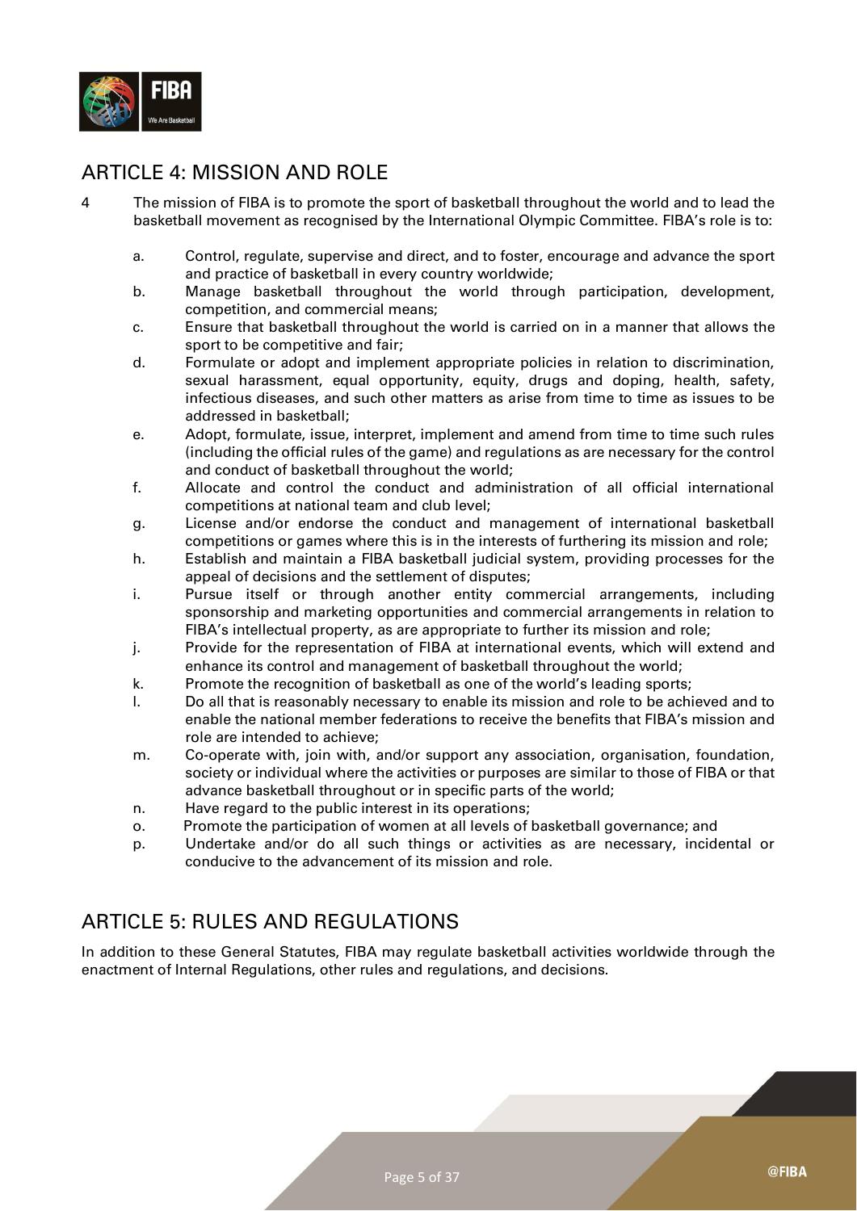## ARTICLE 4: MISSION AND ROLE

4 The mission of FIBA is to promote the sport of basketball throughout the world and to lead the basketball movement as recognised by the International Olympic Committee. FIBA's role is to:

a. Control, regulate, supervise and direct, and to foster, encourage and advance the sport and practice of basketball in every country worldwide;
b. Manage basketball throughout the world through participation, development, competition, and commercial means;
c. Ensure that basketball throughout the world is carried on in a manner that allows the sport to be competitive and fair;
d. Formulate or adopt and implement appropriate policies in relation to discrimination, sexual harassment, equal opportunity, equity, drugs and doping, health, safety, infectious diseases, and such other matters as arise from time to time as issues to be addressed in basketball;
e. Adopt, formulate, issue, interpret, implement and amend from time to time such rules (including the official rules of the game) and regulations as are necessary for the control and conduct of basketball throughout the world;
f. Allocate and control the conduct and administration of all official international competitions at national team and club level;
g. License and/or endorse the conduct and management of international basketball competitions or games where this is in the interests of furthering its mission and role;
h. Establish and maintain a FIBA basketball judicial system, providing processes for the appeal of decisions and the settlement of disputes;
i. Pursue itself or through another entity commercial arrangements, including sponsorship and marketing opportunities and commercial arrangements in relation to FIBA's intellectual property, as are appropriate to further its mission and role;
j. Provide for the representation of FIBA at international events, which will extend and enhance its control and management of basketball throughout the world;
k. Promote the recognition of basketball as one of the world's leading sports;
l. Do all that is reasonably necessary to enable its mission and role to be achieved and to enable the national member federations to receive the benefits that FIBA's mission and role are intended to achieve;
m. Co-operate with, join with, and/or support any association, organisation, foundation, society or individual where the activities or purposes are similar to those of FIBA or that advance basketball throughout or in specific parts of the world;
n. Have regard to the public interest in its operations;
o. Promote the participation of women at all levels of basketball governance; and
p. Undertake and/or do all such things or activities as are necessary, incidental or conducive to the advancement of its mission and role.

## ARTICLE 5: RULES AND REGULATIONS

In addition to these General Statutes, FIBA may regulate basketball activities worldwide through the enactment of Internal Regulations, other rules and regulations, and decisions.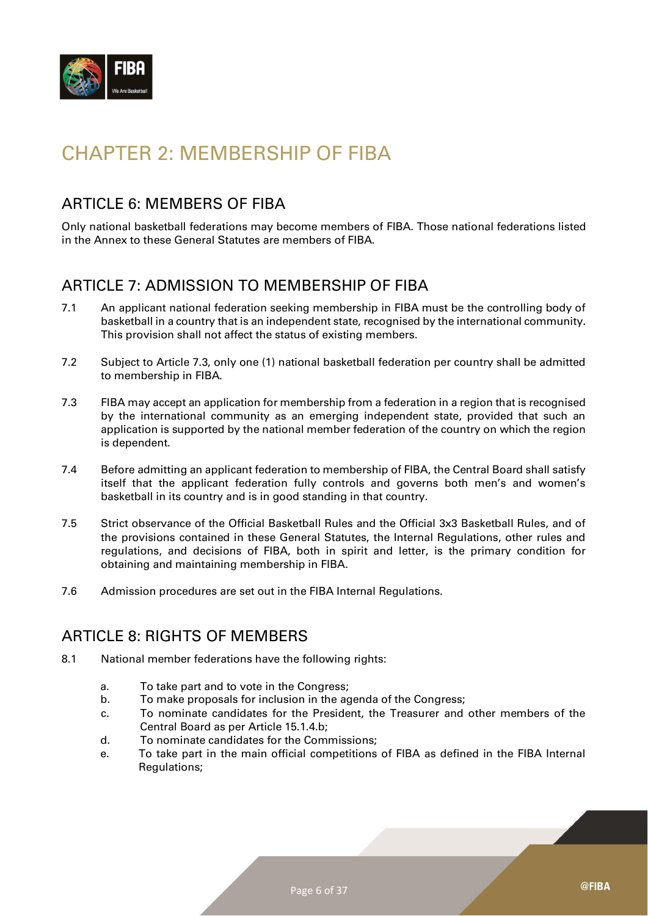# CHAPTER 2: MEMBERSHIP OF FIBA

## ARTICLE 6: MEMBERS OF FIBA

Only national basketball federations may become members of FIBA. Those national federations listed in the Annex to these General Statutes are members of FIBA.

## ARTICLE 7: ADMISSION TO MEMBERSHIP OF FIBA

7.1 An applicant national federation seeking membership in FIBA must be the controlling body of basketball in a country that is an independent state, recognised by the international community. This provision shall not affect the status of existing members.

7.2 Subject to Article 7.3, only one (1) national basketball federation per country shall be admitted to membership in FIBA.

7.3 FIBA may accept an application for membership from a federation in a region that is recognised by the international community as an emerging independent state, provided that such an application is supported by the national member federation of the country on which the region is dependent.

7.4 Before admitting an applicant federation to membership of FIBA, the Central Board shall satisfy itself that the applicant federation fully controls and governs both men's and women's basketball in its country and is in good standing in that country.

7.5 Strict observance of the Official Basketball Rules and the Official 3x3 Basketball Rules, and of the provisions contained in these General Statutes, the Internal Regulations, other rules and regulations, and decisions of FIBA, both in spirit and letter, is the primary condition for obtaining and maintaining membership in FIBA.

7.6 Admission procedures are set out in the FIBA Internal Regulations.

## ARTICLE 8: RIGHTS OF MEMBERS

8.1 National member federations have the following rights:

a. To take part and to vote in the Congress;
b. To make proposals for inclusion in the agenda of the Congress;
c. To nominate candidates for the President, the Treasurer and other members of the Central Board as per Article 15.1.4.b;
d. To nominate candidates for the Commissions;
e. To take part in the main official competitions of FIBA as defined in the FIBA Internal Regulations;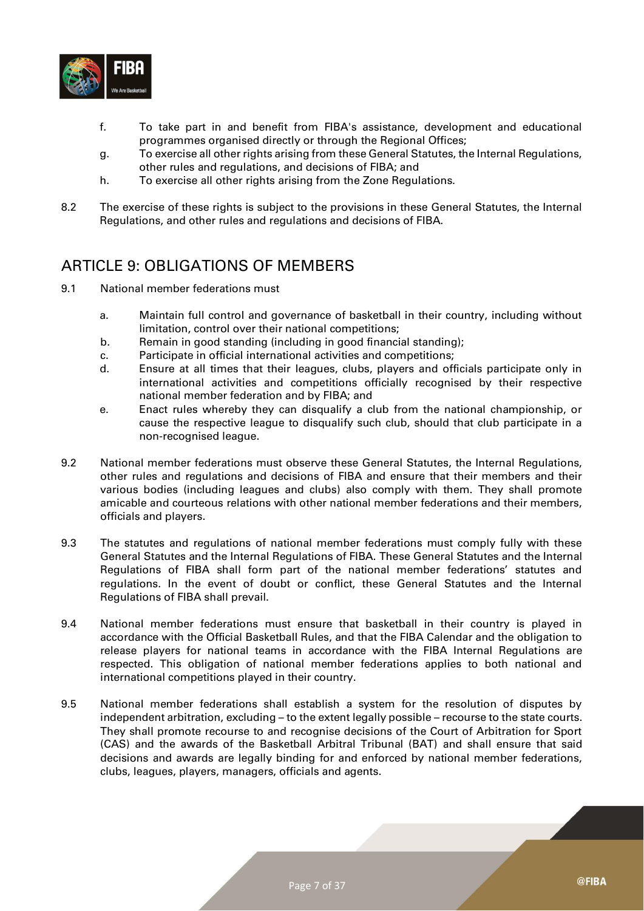f. To take part in and benefit from FIBA's assistance, development and educational programmes organised directly or through the Regional Offices;

g. To exercise all other rights arising from these General Statutes, the Internal Regulations, other rules and regulations, and decisions of FIBA; and

h. To exercise all other rights arising from the Zone Regulations.

8.2 The exercise of these rights is subject to the provisions in these General Statutes, the Internal Regulations, and other rules and regulations and decisions of FIBA.

## ARTICLE 9: OBLIGATIONS OF MEMBERS

9.1 National member federations must

a. Maintain full control and governance of basketball in their country, including without limitation, control over their national competitions;

b. Remain in good standing (including in good financial standing);

c. Participate in official international activities and competitions;

d. Ensure at all times that their leagues, clubs, players and officials participate only in international activities and competitions officially recognised by their respective national member federation and by FIBA; and

e. Enact rules whereby they can disqualify a club from the national championship, or cause the respective league to disqualify such club, should that club participate in a non-recognised league.

9.2 National member federations must observe these General Statutes, the Internal Regulations, other rules and regulations and decisions of FIBA and ensure that their members and their various bodies (including leagues and clubs) also comply with them. They shall promote amicable and courteous relations with other national member federations and their members, officials and players.

9.3 The statutes and regulations of national member federations must comply fully with these General Statutes and the Internal Regulations of FIBA. These General Statutes and the Internal Regulations of FIBA shall form part of the national member federations' statutes and regulations. In the event of doubt or conflict, these General Statutes and the Internal Regulations of FIBA shall prevail.

9.4 National member federations must ensure that basketball in their country is played in accordance with the Official Basketball Rules, and that the FIBA Calendar and the obligation to release players for national teams in accordance with the FIBA Internal Regulations are respected. This obligation of national member federations applies to both national and international competitions played in their country.

9.5 National member federations shall establish a system for the resolution of disputes by independent arbitration, excluding – to the extent legally possible – recourse to the state courts. They shall promote recourse to and recognise decisions of the Court of Arbitration for Sport (CAS) and the awards of the Basketball Arbitral Tribunal (BAT) and shall ensure that said decisions and awards are legally binding for and enforced by national member federations, clubs, leagues, players, managers, officials and agents.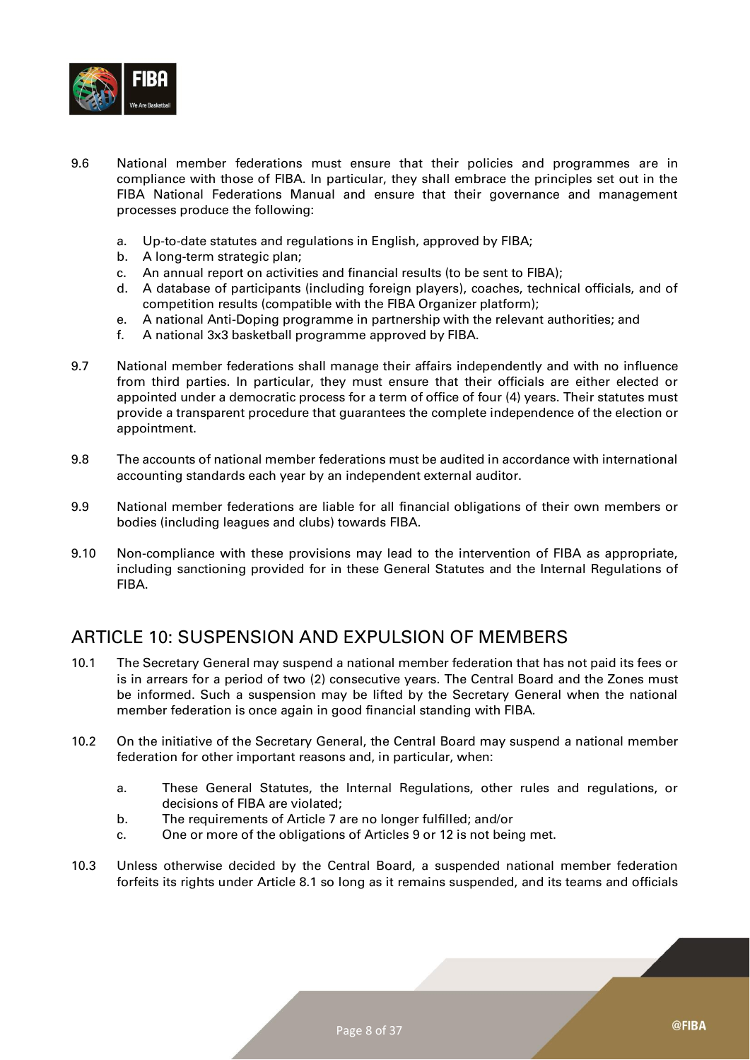9.6 National member federations must ensure that their policies and programmes are in compliance with those of FIBA. In particular, they shall embrace the principles set out in the FIBA National Federations Manual and ensure that their governance and management processes produce the following:

   a. Up-to-date statutes and regulations in English, approved by FIBA;
   b. A long-term strategic plan;
   c. An annual report on activities and financial results (to be sent to FIBA);
   d. A database of participants (including foreign players), coaches, technical officials, and of competition results (compatible with the FIBA Organizer platform);
   e. A national Anti-Doping programme in partnership with the relevant authorities; and
   f. A national 3x3 basketball programme approved by FIBA.

9.7 National member federations shall manage their affairs independently and with no influence from third parties. In particular, they must ensure that their officials are either elected or appointed under a democratic process for a term of office of four (4) years. Their statutes must provide a transparent procedure that guarantees the complete independence of the election or appointment.

9.8 The accounts of national member federations must be audited in accordance with international accounting standards each year by an independent external auditor.

9.9 National member federations are liable for all financial obligations of their own members or bodies (including leagues and clubs) towards FIBA.

9.10 Non-compliance with these provisions may lead to the intervention of FIBA as appropriate, including sanctioning provided for in these General Statutes and the Internal Regulations of FIBA.

## ARTICLE 10: SUSPENSION AND EXPULSION OF MEMBERS

10.1 The Secretary General may suspend a national member federation that has not paid its fees or is in arrears for a period of two (2) consecutive years. The Central Board and the Zones must be informed. Such a suspension may be lifted by the Secretary General when the national member federation is once again in good financial standing with FIBA.

10.2 On the initiative of the Secretary General, the Central Board may suspend a national member federation for other important reasons and, in particular, when:

   a. These General Statutes, the Internal Regulations, other rules and regulations, or decisions of FIBA are violated;
   b. The requirements of Article 7 are no longer fulfilled; and/or
   c. One or more of the obligations of Articles 9 or 12 is not being met.

10.3 Unless otherwise decided by the Central Board, a suspended national member federation forfeits its rights under Article 8.1 so long as it remains suspended, and its teams and officials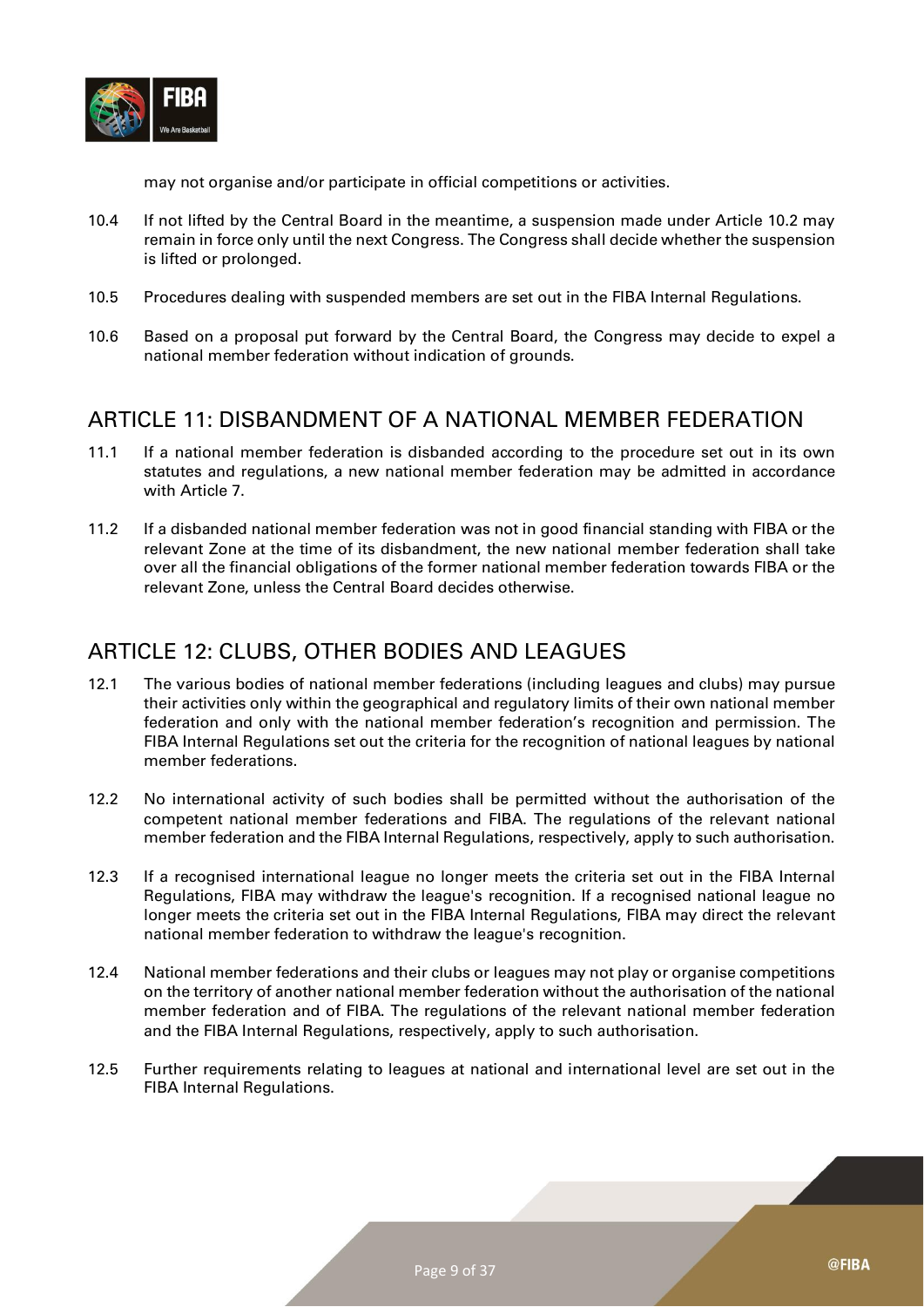may not organise and/or participate in official competitions or activities.

10.4 If not lifted by the Central Board in the meantime, a suspension made under Article 10.2 may remain in force only until the next Congress. The Congress shall decide whether the suspension is lifted or prolonged.

10.5 Procedures dealing with suspended members are set out in the FIBA Internal Regulations.

10.6 Based on a proposal put forward by the Central Board, the Congress may decide to expel a national member federation without indication of grounds.

## ARTICLE 11: DISBANDMENT OF A NATIONAL MEMBER FEDERATION

11.1 If a national member federation is disbanded according to the procedure set out in its own statutes and regulations, a new national member federation may be admitted in accordance with Article 7.

11.2 If a disbanded national member federation was not in good financial standing with FIBA or the relevant Zone at the time of its disbandment, the new national member federation shall take over all the financial obligations of the former national member federation towards FIBA or the relevant Zone, unless the Central Board decides otherwise.

## ARTICLE 12: CLUBS, OTHER BODIES AND LEAGUES

12.1 The various bodies of national member federations (including leagues and clubs) may pursue their activities only within the geographical and regulatory limits of their own national member federation and only with the national member federation's recognition and permission. The FIBA Internal Regulations set out the criteria for the recognition of national leagues by national member federations.

12.2 No international activity of such bodies shall be permitted without the authorisation of the competent national member federations and FIBA. The regulations of the relevant national member federation and the FIBA Internal Regulations, respectively, apply to such authorisation.

12.3 If a recognised international league no longer meets the criteria set out in the FIBA Internal Regulations, FIBA may withdraw the league's recognition. If a recognised national league no longer meets the criteria set out in the FIBA Internal Regulations, FIBA may direct the relevant national member federation to withdraw the league's recognition.

12.4 National member federations and their clubs or leagues may not play or organise competitions on the territory of another national member federation without the authorisation of the national member federation and of FIBA. The regulations of the relevant national member federation and the FIBA Internal Regulations, respectively, apply to such authorisation.

12.5 Further requirements relating to leagues at national and international level are set out in the FIBA Internal Regulations.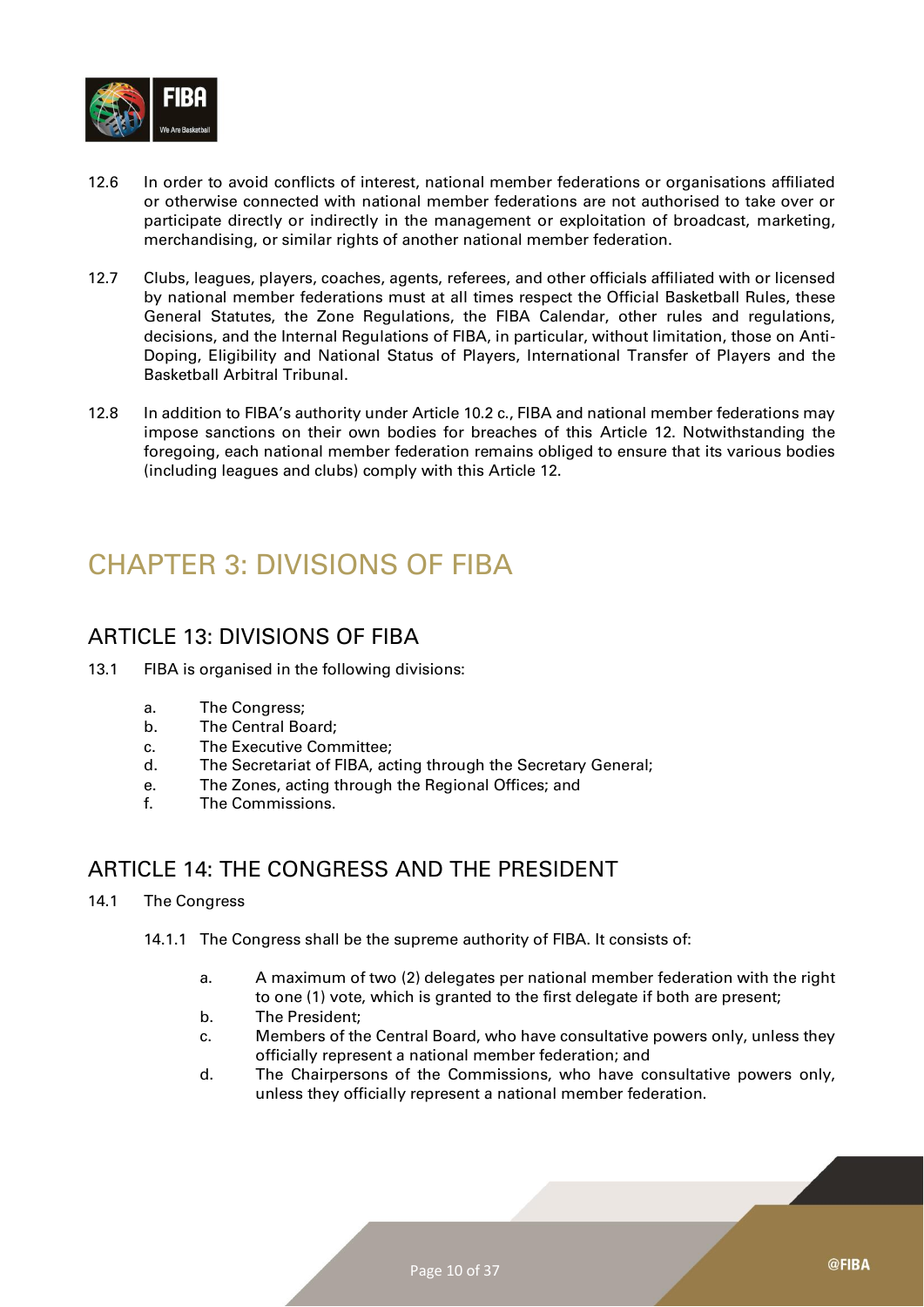12.6 In order to avoid conflicts of interest, national member federations or organisations affiliated or otherwise connected with national member federations are not authorised to take over or participate directly or indirectly in the management or exploitation of broadcast, marketing, merchandising, or similar rights of another national member federation.

12.7 Clubs, leagues, players, coaches, agents, referees, and other officials affiliated with or licensed by national member federations must at all times respect the Official Basketball Rules, these General Statutes, the Zone Regulations, the FIBA Calendar, other rules and regulations, decisions, and the Internal Regulations of FIBA, in particular, without limitation, those on Anti-Doping, Eligibility and National Status of Players, International Transfer of Players and the Basketball Arbitral Tribunal.

12.8 In addition to FIBA's authority under Article 10.2 c., FIBA and national member federations may impose sanctions on their own bodies for breaches of this Article 12. Notwithstanding the foregoing, each national member federation remains obliged to ensure that its various bodies (including leagues and clubs) comply with this Article 12.

# CHAPTER 3: DIVISIONS OF FIBA

## ARTICLE 13: DIVISIONS OF FIBA

13.1 FIBA is organised in the following divisions:

a. The Congress;
b. The Central Board;
c. The Executive Committee;
d. The Secretariat of FIBA, acting through the Secretary General;
e. The Zones, acting through the Regional Offices; and
f. The Commissions.

## ARTICLE 14: THE CONGRESS AND THE PRESIDENT

14.1 The Congress

14.1.1 The Congress shall be the supreme authority of FIBA. It consists of:

a. A maximum of two (2) delegates per national member federation with the right to one (1) vote, which is granted to the first delegate if both are present;
b. The President;
c. Members of the Central Board, who have consultative powers only, unless they officially represent a national member federation; and
d. The Chairpersons of the Commissions, who have consultative powers only, unless they officially represent a national member federation.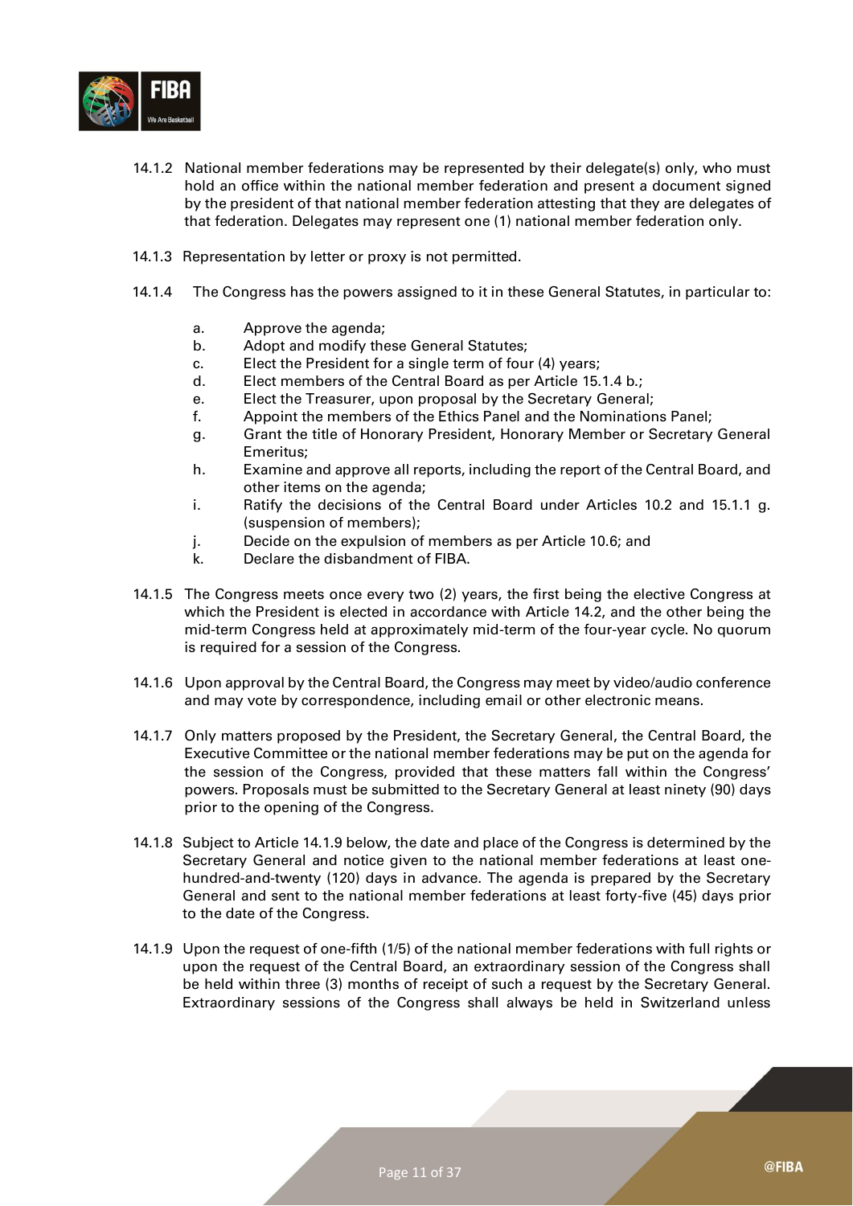14.1.2 National member federations may be represented by their delegate(s) only, who must hold an office within the national member federation and present a document signed by the president of that national member federation attesting that they are delegates of that federation. Delegates may represent one (1) national member federation only.

14.1.3 Representation by letter or proxy is not permitted.

14.1.4 The Congress has the powers assigned to it in these General Statutes, in particular to:

a. Approve the agenda;
b. Adopt and modify these General Statutes;
c. Elect the President for a single term of four (4) years;
d. Elect members of the Central Board as per Article 15.1.4 b.;
e. Elect the Treasurer, upon proposal by the Secretary General;
f. Appoint the members of the Ethics Panel and the Nominations Panel;
g. Grant the title of Honorary President, Honorary Member or Secretary General Emeritus;
h. Examine and approve all reports, including the report of the Central Board, and other items on the agenda;
i. Ratify the decisions of the Central Board under Articles 10.2 and 15.1.1 g. (suspension of members);
j. Decide on the expulsion of members as per Article 10.6; and
k. Declare the disbandment of FIBA.

14.1.5 The Congress meets once every two (2) years, the first being the elective Congress at which the President is elected in accordance with Article 14.2, and the other being the mid-term Congress held at approximately mid-term of the four-year cycle. No quorum is required for a session of the Congress.

14.1.6 Upon approval by the Central Board, the Congress may meet by video/audio conference and may vote by correspondence, including email or other electronic means.

14.1.7 Only matters proposed by the President, the Secretary General, the Central Board, the Executive Committee or the national member federations may be put on the agenda for the session of the Congress, provided that these matters fall within the Congress' powers. Proposals must be submitted to the Secretary General at least ninety (90) days prior to the opening of the Congress.

14.1.8 Subject to Article 14.1.9 below, the date and place of the Congress is determined by the Secretary General and notice given to the national member federations at least one-hundred-and-twenty (120) days in advance. The agenda is prepared by the Secretary General and sent to the national member federations at least forty-five (45) days prior to the date of the Congress.

14.1.9 Upon the request of one-fifth (1/5) of the national member federations with full rights or upon the request of the Central Board, an extraordinary session of the Congress shall be held within three (3) months of receipt of such a request by the Secretary General. Extraordinary sessions of the Congress shall always be held in Switzerland unless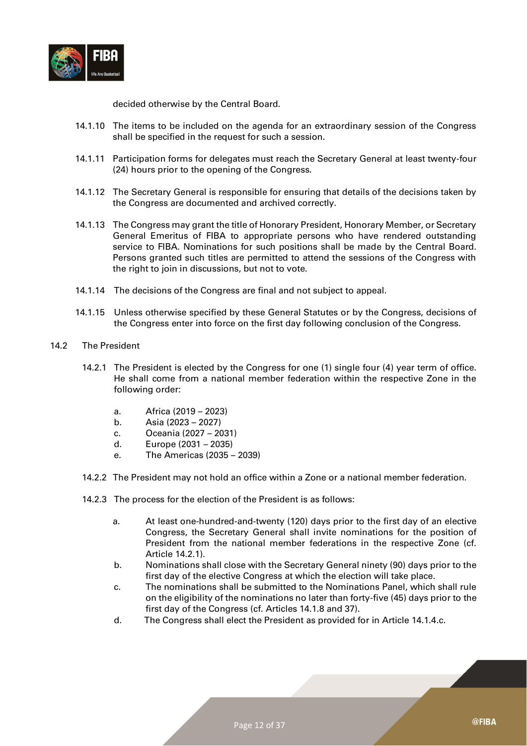decided otherwise by the Central Board.

14.1.10 The items to be included on the agenda for an extraordinary session of the Congress shall be specified in the request for such a session.

14.1.11 Participation forms for delegates must reach the Secretary General at least twenty-four (24) hours prior to the opening of the Congress.

14.1.12 The Secretary General is responsible for ensuring that details of the decisions taken by the Congress are documented and archived correctly.

14.1.13 The Congress may grant the title of Honorary President, Honorary Member, or Secretary General Emeritus of FIBA to appropriate persons who have rendered outstanding service to FIBA. Nominations for such positions shall be made by the Central Board. Persons granted such titles are permitted to attend the sessions of the Congress with the right to join in discussions, but not to vote.

14.1.14 The decisions of the Congress are final and not subject to appeal.

14.1.15 Unless otherwise specified by these General Statutes or by the Congress, decisions of the Congress enter into force on the first day following conclusion of the Congress.

14.2 The President

14.2.1 The President is elected by the Congress for one (1) single four (4) year term of office. He shall come from a national member federation within the respective Zone in the following order:

a. Africa (2019 – 2023)
b. Asia (2023 – 2027)
c. Oceania (2027 – 2031)
d. Europe (2031 – 2035)
e. The Americas (2035 – 2039)

14.2.2 The President may not hold an office within a Zone or a national member federation.

14.2.3 The process for the election of the President is as follows:

a. At least one-hundred-and-twenty (120) days prior to the first day of an elective Congress, the Secretary General shall invite nominations for the position of President from the national member federations in the respective Zone (cf. Article 14.2.1).
b. Nominations shall close with the Secretary General ninety (90) days prior to the first day of the elective Congress at which the election will take place.
c. The nominations shall be submitted to the Nominations Panel, which shall rule on the eligibility of the nominations no later than forty-five (45) days prior to the first day of the Congress (cf. Articles 14.1.8 and 37).
d. The Congress shall elect the President as provided for in Article 14.1.4.c.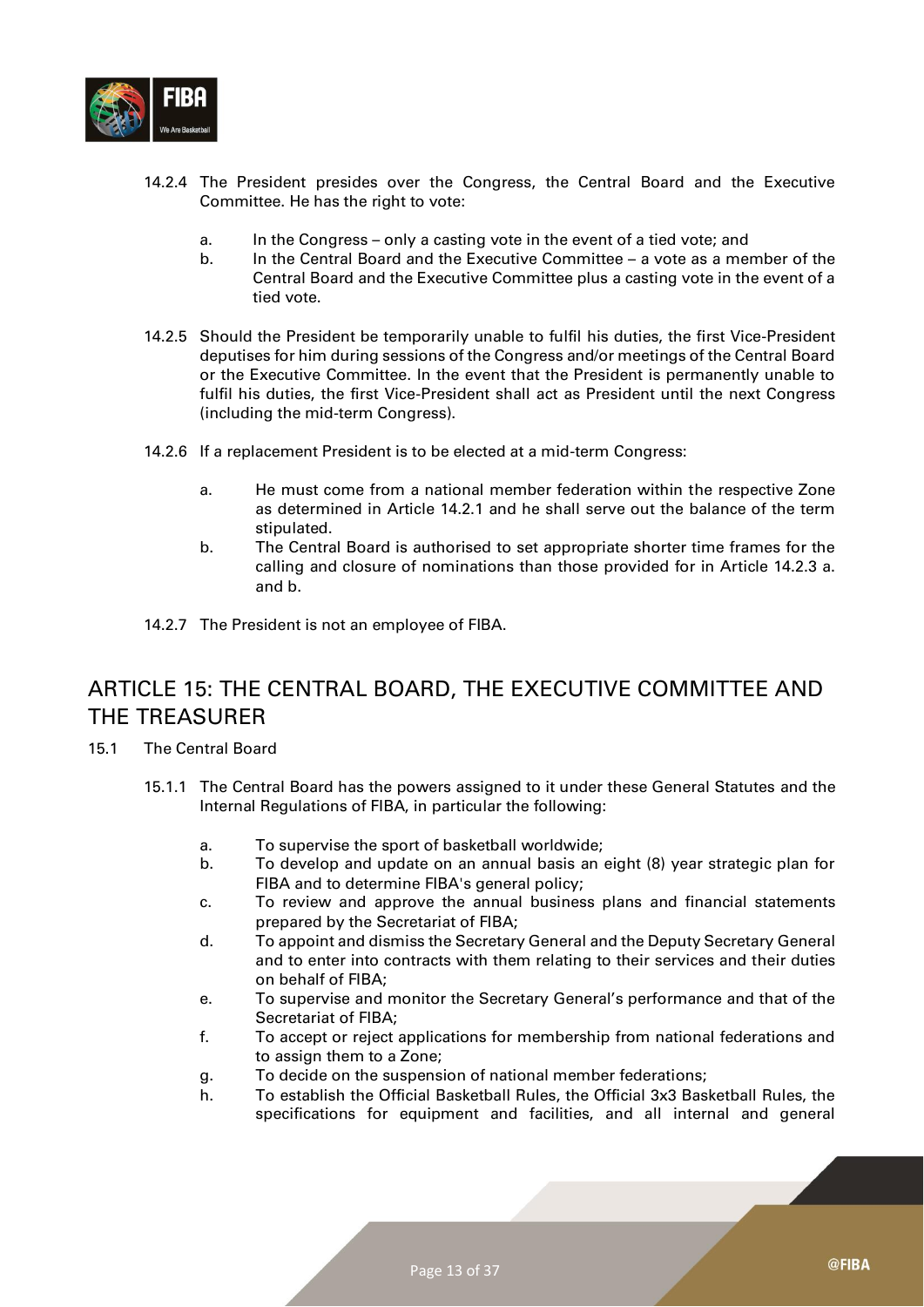14.2.4 The President presides over the Congress, the Central Board and the Executive Committee. He has the right to vote:

a. In the Congress – only a casting vote in the event of a tied vote; and
b. In the Central Board and the Executive Committee – a vote as a member of the Central Board and the Executive Committee plus a casting vote in the event of a tied vote.

14.2.5 Should the President be temporarily unable to fulfil his duties, the first Vice-President deputises for him during sessions of the Congress and/or meetings of the Central Board or the Executive Committee. In the event that the President is permanently unable to fulfil his duties, the first Vice-President shall act as President until the next Congress (including the mid-term Congress).

14.2.6 If a replacement President is to be elected at a mid-term Congress:

a. He must come from a national member federation within the respective Zone as determined in Article 14.2.1 and he shall serve out the balance of the term stipulated.
b. The Central Board is authorised to set appropriate shorter time frames for the calling and closure of nominations than those provided for in Article 14.2.3 a. and b.

14.2.7 The President is not an employee of FIBA.

## ARTICLE 15: THE CENTRAL BOARD, THE EXECUTIVE COMMITTEE AND THE TREASURER

15.1 The Central Board

15.1.1 The Central Board has the powers assigned to it under these General Statutes and the Internal Regulations of FIBA, in particular the following:

a. To supervise the sport of basketball worldwide;
b. To develop and update on an annual basis an eight (8) year strategic plan for FIBA and to determine FIBA's general policy;
c. To review and approve the annual business plans and financial statements prepared by the Secretariat of FIBA;
d. To appoint and dismiss the Secretary General and the Deputy Secretary General and to enter into contracts with them relating to their services and their duties on behalf of FIBA;
e. To supervise and monitor the Secretary General's performance and that of the Secretariat of FIBA;
f. To accept or reject applications for membership from national federations and to assign them to a Zone;
g. To decide on the suspension of national member federations;
h. To establish the Official Basketball Rules, the Official 3x3 Basketball Rules, the specifications for equipment and facilities, and all internal and general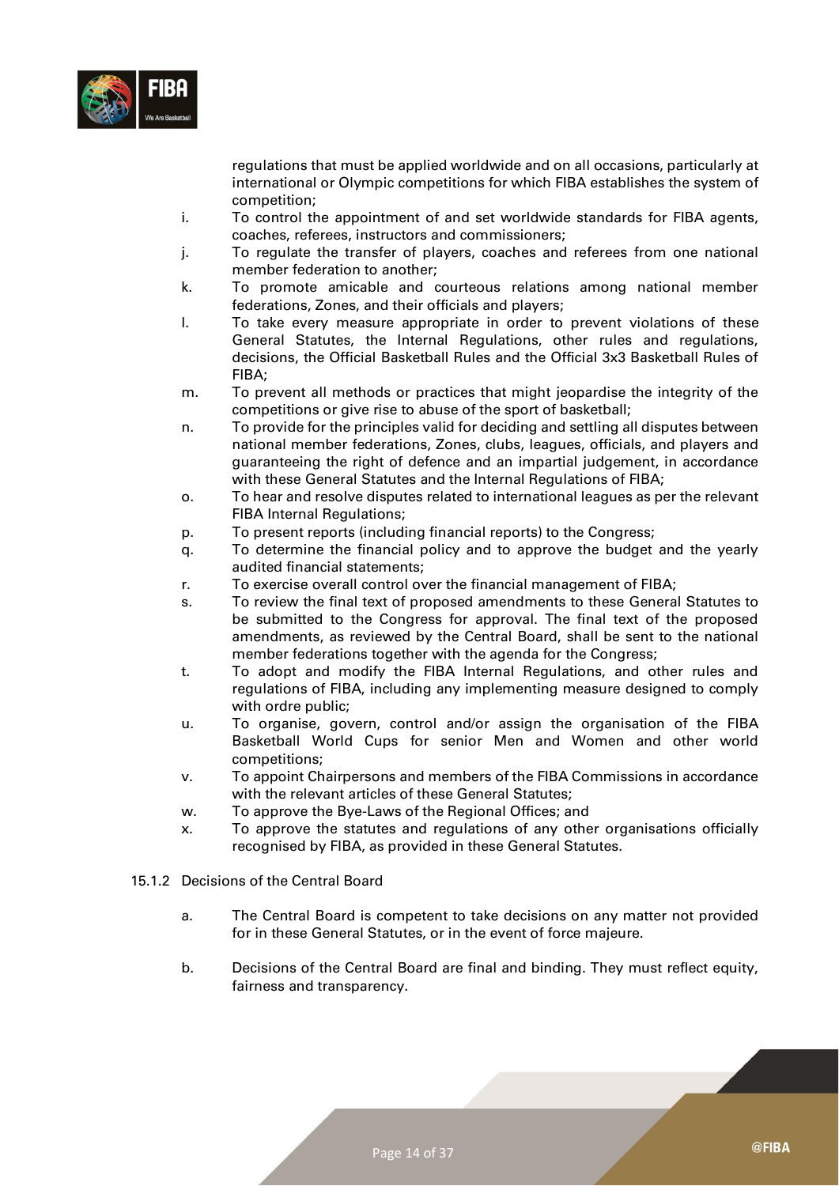regulations that must be applied worldwide and on all occasions, particularly at international or Olympic competitions for which FIBA establishes the system of competition;

i. To control the appointment of and set worldwide standards for FIBA agents, coaches, referees, instructors and commissioners;

j. To regulate the transfer of players, coaches and referees from one national member federation to another;

k. To promote amicable and courteous relations among national member federations, Zones, and their officials and players;

l. To take every measure appropriate in order to prevent violations of these General Statutes, the Internal Regulations, other rules and regulations, decisions, the Official Basketball Rules and the Official 3x3 Basketball Rules of FIBA;

m. To prevent all methods or practices that might jeopardise the integrity of the competitions or give rise to abuse of the sport of basketball;

n. To provide for the principles valid for deciding and settling all disputes between national member federations, Zones, clubs, leagues, officials, and players and guaranteeing the right of defence and an impartial judgement, in accordance with these General Statutes and the Internal Regulations of FIBA;

o. To hear and resolve disputes related to international leagues as per the relevant FIBA Internal Regulations;

p. To present reports (including financial reports) to the Congress;

q. To determine the financial policy and to approve the budget and the yearly audited financial statements;

r. To exercise overall control over the financial management of FIBA;

s. To review the final text of proposed amendments to these General Statutes to be submitted to the Congress for approval. The final text of the proposed amendments, as reviewed by the Central Board, shall be sent to the national member federations together with the agenda for the Congress;

t. To adopt and modify the FIBA Internal Regulations, and other rules and regulations of FIBA, including any implementing measure designed to comply with ordre public;

u. To organise, govern, control and/or assign the organisation of the FIBA Basketball World Cups for senior Men and Women and other world competitions;

v. To appoint Chairpersons and members of the FIBA Commissions in accordance with the relevant articles of these General Statutes;

w. To approve the Bye-Laws of the Regional Offices; and

x. To approve the statutes and regulations of any other organisations officially recognised by FIBA, as provided in these General Statutes.

15.1.2 Decisions of the Central Board

a. The Central Board is competent to take decisions on any matter not provided for in these General Statutes, or in the event of force majeure.

b. Decisions of the Central Board are final and binding. They must reflect equity, fairness and transparency.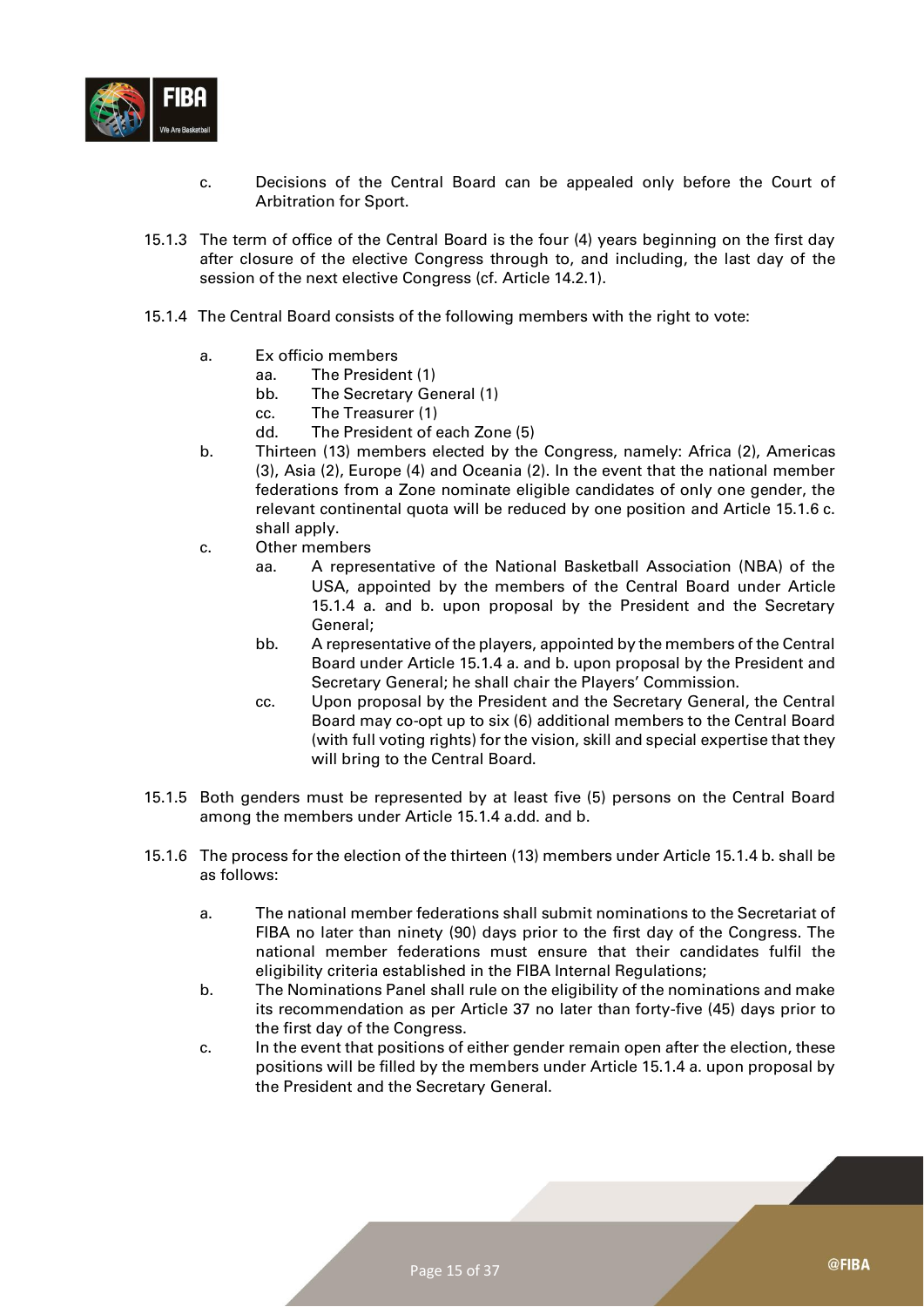c. Decisions of the Central Board can be appealed only before the Court of Arbitration for Sport.

15.1.3 The term of office of the Central Board is the four (4) years beginning on the first day after closure of the elective Congress through to, and including, the last day of the session of the next elective Congress (cf. Article 14.2.1).

15.1.4 The Central Board consists of the following members with the right to vote:

a. Ex officio members
   - aa. The President (1)
   - bb. The Secretary General (1)
   - cc. The Treasurer (1)
   - dd. The President of each Zone (5)

b. Thirteen (13) members elected by the Congress, namely: Africa (2), Americas (3), Asia (2), Europe (4) and Oceania (2). In the event that the national member federations from a Zone nominate eligible candidates of only one gender, the relevant continental quota will be reduced by one position and Article 15.1.6 c. shall apply.

c. Other members
   - aa. A representative of the National Basketball Association (NBA) of the USA, appointed by the members of the Central Board under Article 15.1.4 a. and b. upon proposal by the President and the Secretary General;
   - bb. A representative of the players, appointed by the members of the Central Board under Article 15.1.4 a. and b. upon proposal by the President and Secretary General; he shall chair the Players' Commission.
   - cc. Upon proposal by the President and the Secretary General, the Central Board may co-opt up to six (6) additional members to the Central Board (with full voting rights) for the vision, skill and special expertise that they will bring to the Central Board.

15.1.5 Both genders must be represented by at least five (5) persons on the Central Board among the members under Article 15.1.4 a.dd. and b.

15.1.6 The process for the election of the thirteen (13) members under Article 15.1.4 b. shall be as follows:

a. The national member federations shall submit nominations to the Secretariat of FIBA no later than ninety (90) days prior to the first day of the Congress. The national member federations must ensure that their candidates fulfil the eligibility criteria established in the FIBA Internal Regulations;

b. The Nominations Panel shall rule on the eligibility of the nominations and make its recommendation as per Article 37 no later than forty-five (45) days prior to the first day of the Congress.

c. In the event that positions of either gender remain open after the election, these positions will be filled by the members under Article 15.1.4 a. upon proposal by the President and the Secretary General.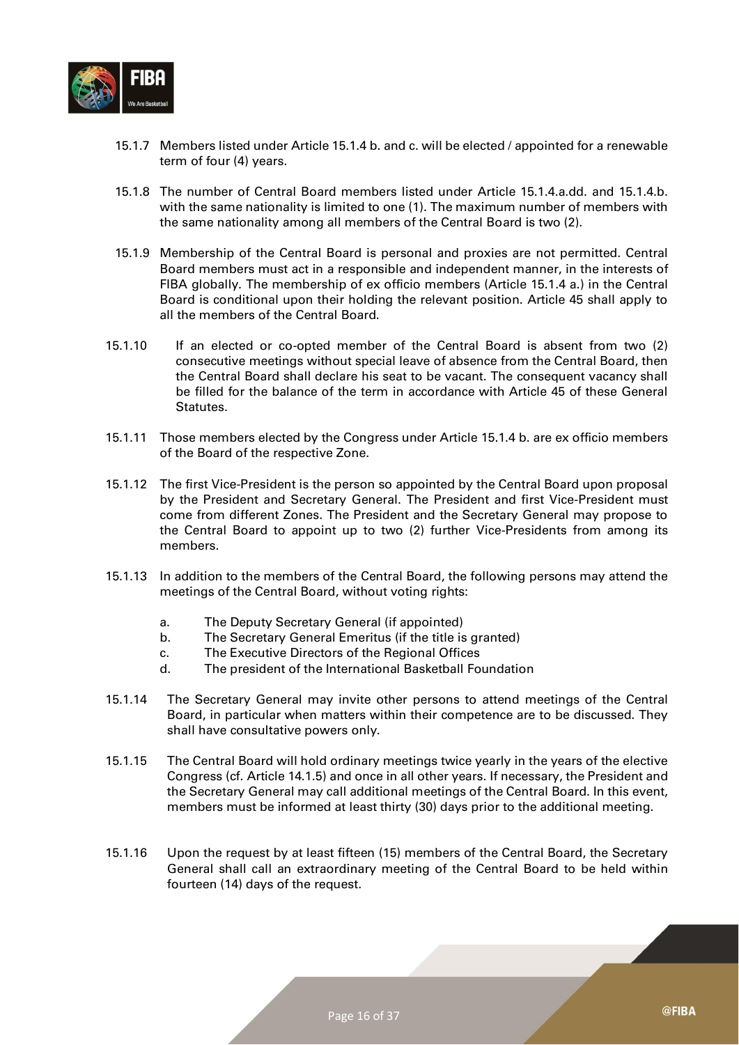15.1.7 Members listed under Article 15.1.4 b. and c. will be elected / appointed for a renewable term of four (4) years.

15.1.8 The number of Central Board members listed under Article 15.1.4.a.dd. and 15.1.4.b. with the same nationality is limited to one (1). The maximum number of members with the same nationality among all members of the Central Board is two (2).

15.1.9 Membership of the Central Board is personal and proxies are not permitted. Central Board members must act in a responsible and independent manner, in the interests of FIBA globally. The membership of ex officio members (Article 15.1.4 a.) in the Central Board is conditional upon their holding the relevant position. Article 45 shall apply to all the members of the Central Board.

15.1.10 If an elected or co-opted member of the Central Board is absent from two (2) consecutive meetings without special leave of absence from the Central Board, then the Central Board shall declare his seat to be vacant. The consequent vacancy shall be filled for the balance of the term in accordance with Article 45 of these General Statutes.

15.1.11 Those members elected by the Congress under Article 15.1.4 b. are ex officio members of the Board of the respective Zone.

15.1.12 The first Vice-President is the person so appointed by the Central Board upon proposal by the President and Secretary General. The President and first Vice-President must come from different Zones. The President and the Secretary General may propose to the Central Board to appoint up to two (2) further Vice-Presidents from among its members.

15.1.13 In addition to the members of the Central Board, the following persons may attend the meetings of the Central Board, without voting rights:

a. The Deputy Secretary General (if appointed)
b. The Secretary General Emeritus (if the title is granted)
c. The Executive Directors of the Regional Offices
d. The president of the International Basketball Foundation

15.1.14 The Secretary General may invite other persons to attend meetings of the Central Board, in particular when matters within their competence are to be discussed. They shall have consultative powers only.

15.1.15 The Central Board will hold ordinary meetings twice yearly in the years of the elective Congress (cf. Article 14.1.5) and once in all other years. If necessary, the President and the Secretary General may call additional meetings of the Central Board. In this event, members must be informed at least thirty (30) days prior to the additional meeting.

15.1.16 Upon the request by at least fifteen (15) members of the Central Board, the Secretary General shall call an extraordinary meeting of the Central Board to be held within fourteen (14) days of the request.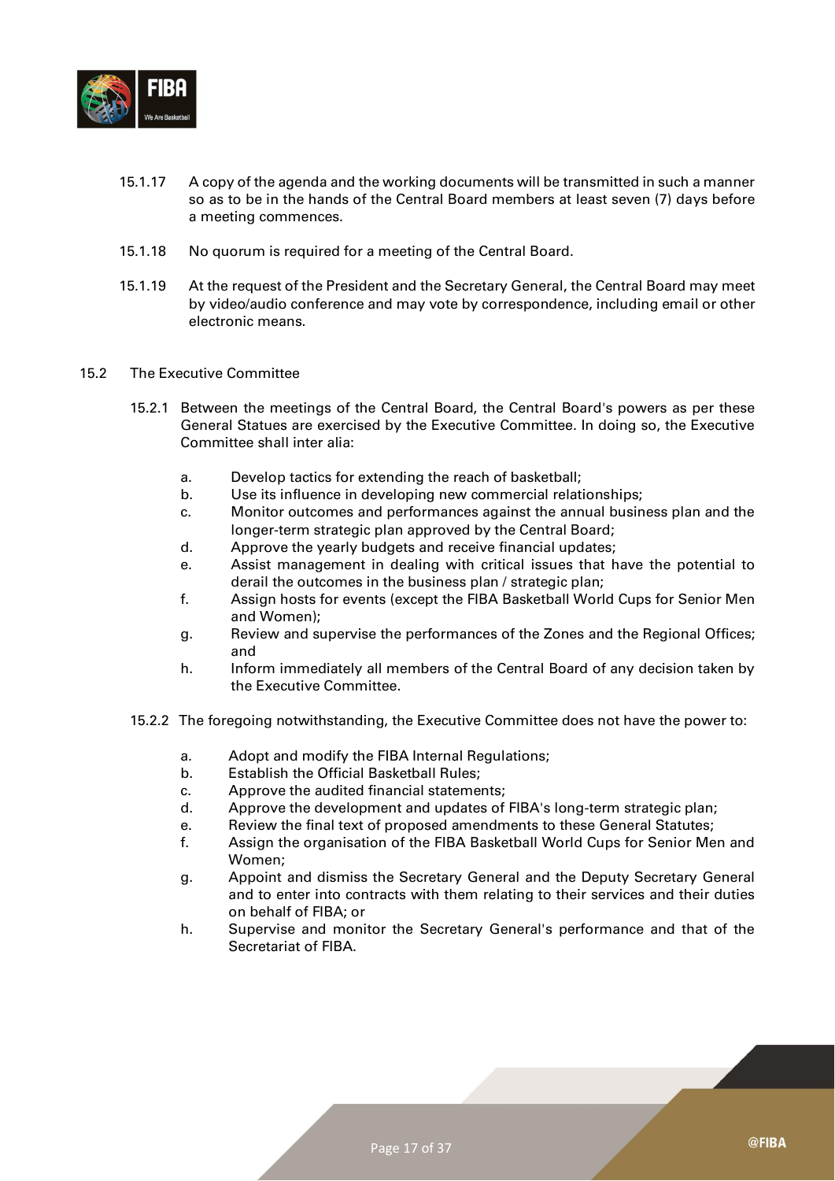15.1.17 A copy of the agenda and the working documents will be transmitted in such a manner so as to be in the hands of the Central Board members at least seven (7) days before a meeting commences.

15.1.18 No quorum is required for a meeting of the Central Board.

15.1.19 At the request of the President and the Secretary General, the Central Board may meet by video/audio conference and may vote by correspondence, including email or other electronic means.

15.2 The Executive Committee

15.2.1 Between the meetings of the Central Board, the Central Board's powers as per these General Statues are exercised by the Executive Committee. In doing so, the Executive Committee shall inter alia:

a. Develop tactics for extending the reach of basketball;
b. Use its influence in developing new commercial relationships;
c. Monitor outcomes and performances against the annual business plan and the longer-term strategic plan approved by the Central Board;
d. Approve the yearly budgets and receive financial updates;
e. Assist management in dealing with critical issues that have the potential to derail the outcomes in the business plan / strategic plan;
f. Assign hosts for events (except the FIBA Basketball World Cups for Senior Men and Women);
g. Review and supervise the performances of the Zones and the Regional Offices; and
h. Inform immediately all members of the Central Board of any decision taken by the Executive Committee.

15.2.2 The foregoing notwithstanding, the Executive Committee does not have the power to:

a. Adopt and modify the FIBA Internal Regulations;
b. Establish the Official Basketball Rules;
c. Approve the audited financial statements;
d. Approve the development and updates of FIBA's long-term strategic plan;
e. Review the final text of proposed amendments to these General Statutes;
f. Assign the organisation of the FIBA Basketball World Cups for Senior Men and Women;
g. Appoint and dismiss the Secretary General and the Deputy Secretary General and to enter into contracts with them relating to their services and their duties on behalf of FIBA; or
h. Supervise and monitor the Secretary General's performance and that of the Secretariat of FIBA.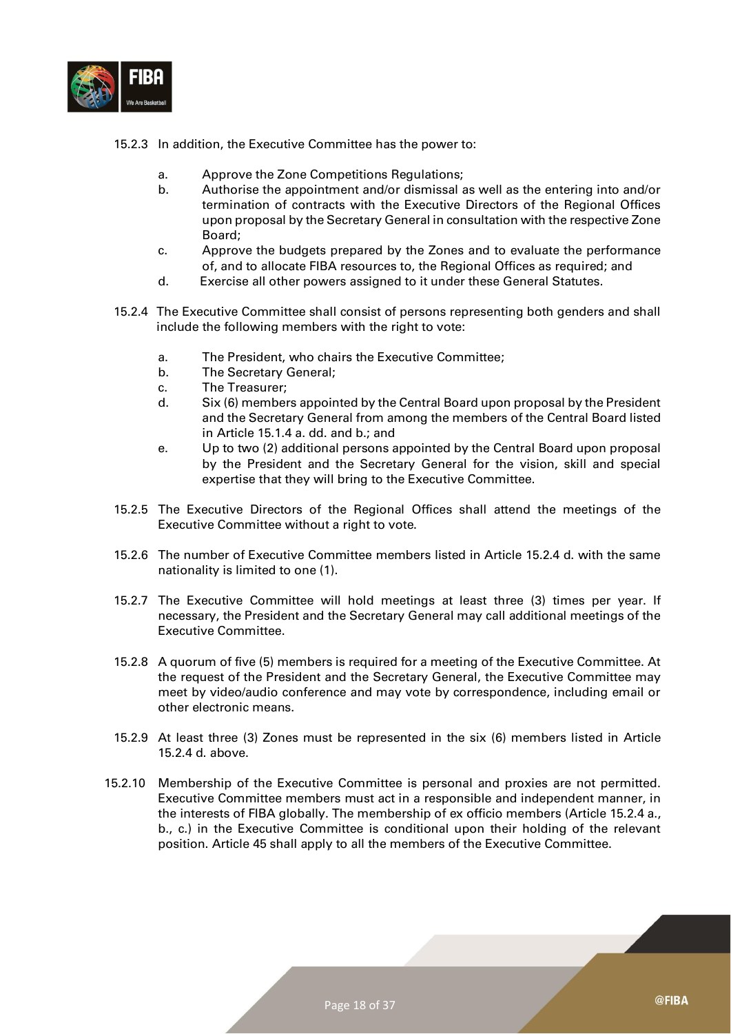15.2.3 In addition, the Executive Committee has the power to:

- a. Approve the Zone Competitions Regulations;
- b. Authorise the appointment and/or dismissal as well as the entering into and/or termination of contracts with the Executive Directors of the Regional Offices upon proposal by the Secretary General in consultation with the respective Zone Board;
- c. Approve the budgets prepared by the Zones and to evaluate the performance of, and to allocate FIBA resources to, the Regional Offices as required; and
- d. Exercise all other powers assigned to it under these General Statutes.

15.2.4 The Executive Committee shall consist of persons representing both genders and shall include the following members with the right to vote:

- a. The President, who chairs the Executive Committee;
- b. The Secretary General;
- c. The Treasurer;
- d. Six (6) members appointed by the Central Board upon proposal by the President and the Secretary General from among the members of the Central Board listed in Article 15.1.4 a. dd. and b.; and
- e. Up to two (2) additional persons appointed by the Central Board upon proposal by the President and the Secretary General for the vision, skill and special expertise that they will bring to the Executive Committee.

15.2.5 The Executive Directors of the Regional Offices shall attend the meetings of the Executive Committee without a right to vote.

15.2.6 The number of Executive Committee members listed in Article 15.2.4 d. with the same nationality is limited to one (1).

15.2.7 The Executive Committee will hold meetings at least three (3) times per year. If necessary, the President and the Secretary General may call additional meetings of the Executive Committee.

15.2.8 A quorum of five (5) members is required for a meeting of the Executive Committee. At the request of the President and the Secretary General, the Executive Committee may meet by video/audio conference and may vote by correspondence, including email or other electronic means.

15.2.9 At least three (3) Zones must be represented in the six (6) members listed in Article 15.2.4 d. above.

15.2.10 Membership of the Executive Committee is personal and proxies are not permitted. Executive Committee members must act in a responsible and independent manner, in the interests of FIBA globally. The membership of ex officio members (Article 15.2.4 a., b., c.) in the Executive Committee is conditional upon their holding of the relevant position. Article 45 shall apply to all the members of the Executive Committee.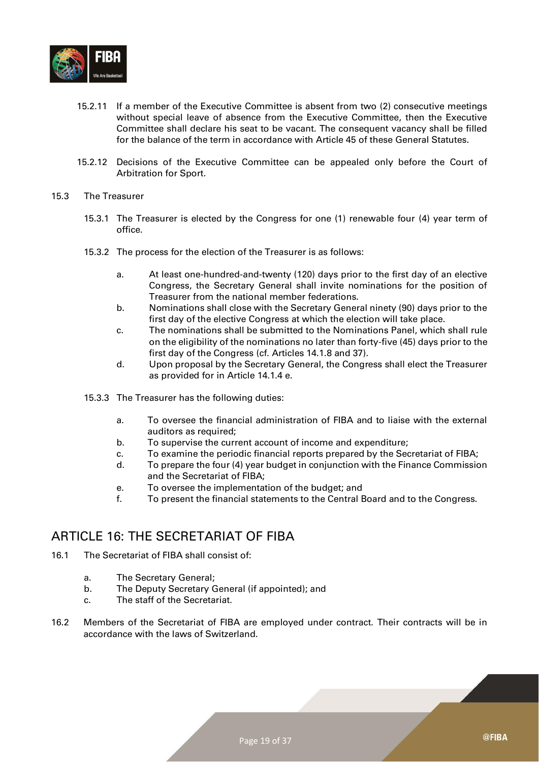15.2.11 If a member of the Executive Committee is absent from two (2) consecutive meetings without special leave of absence from the Executive Committee, then the Executive Committee shall declare his seat to be vacant. The consequent vacancy shall be filled for the balance of the term in accordance with Article 45 of these General Statutes.

15.2.12 Decisions of the Executive Committee can be appealed only before the Court of Arbitration for Sport.

15.3 The Treasurer

15.3.1 The Treasurer is elected by the Congress for one (1) renewable four (4) year term of office.

15.3.2 The process for the election of the Treasurer is as follows:

a. At least one-hundred-and-twenty (120) days prior to the first day of an elective Congress, the Secretary General shall invite nominations for the position of Treasurer from the national member federations.
b. Nominations shall close with the Secretary General ninety (90) days prior to the first day of the elective Congress at which the election will take place.
c. The nominations shall be submitted to the Nominations Panel, which shall rule on the eligibility of the nominations no later than forty-five (45) days prior to the first day of the Congress (cf. Articles 14.1.8 and 37).
d. Upon proposal by the Secretary General, the Congress shall elect the Treasurer as provided for in Article 14.1.4 e.

15.3.3 The Treasurer has the following duties:

a. To oversee the financial administration of FIBA and to liaise with the external auditors as required;
b. To supervise the current account of income and expenditure;
c. To examine the periodic financial reports prepared by the Secretariat of FIBA;
d. To prepare the four (4) year budget in conjunction with the Finance Commission and the Secretariat of FIBA;
e. To oversee the implementation of the budget; and
f. To present the financial statements to the Central Board and to the Congress.

## ARTICLE 16: THE SECRETARIAT OF FIBA

16.1 The Secretariat of FIBA shall consist of:

a. The Secretary General;
b. The Deputy Secretary General (if appointed); and
c. The staff of the Secretariat.

16.2 Members of the Secretariat of FIBA are employed under contract. Their contracts will be in accordance with the laws of Switzerland.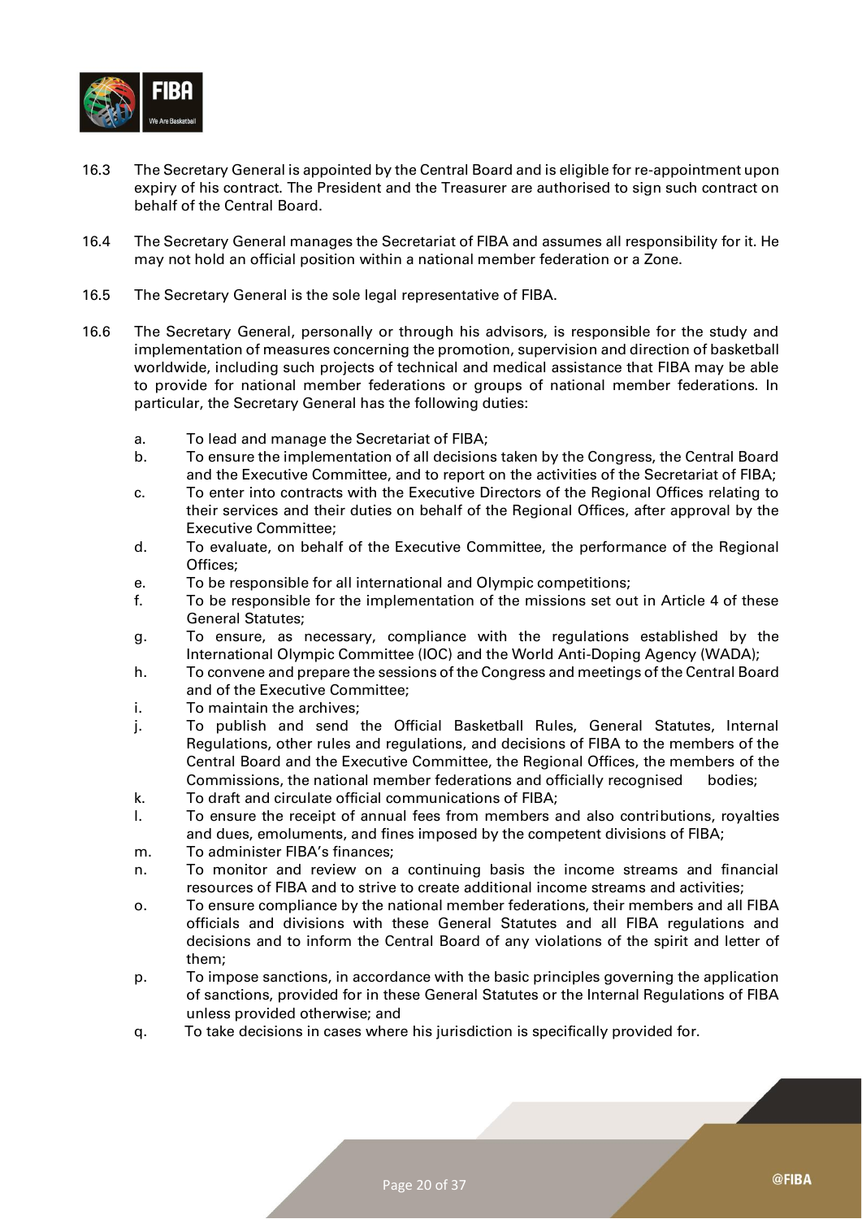16.3 The Secretary General is appointed by the Central Board and is eligible for re-appointment upon expiry of his contract. The President and the Treasurer are authorised to sign such contract on behalf of the Central Board.

16.4 The Secretary General manages the Secretariat of FIBA and assumes all responsibility for it. He may not hold an official position within a national member federation or a Zone.

16.5 The Secretary General is the sole legal representative of FIBA.

16.6 The Secretary General, personally or through his advisors, is responsible for the study and implementation of measures concerning the promotion, supervision and direction of basketball worldwide, including such projects of technical and medical assistance that FIBA may be able to provide for national member federations or groups of national member federations. In particular, the Secretary General has the following duties:

- a. To lead and manage the Secretariat of FIBA;
- b. To ensure the implementation of all decisions taken by the Congress, the Central Board and the Executive Committee, and to report on the activities of the Secretariat of FIBA;
- c. To enter into contracts with the Executive Directors of the Regional Offices relating to their services and their duties on behalf of the Regional Offices, after approval by the Executive Committee;
- d. To evaluate, on behalf of the Executive Committee, the performance of the Regional Offices;
- e. To be responsible for all international and Olympic competitions;
- f. To be responsible for the implementation of the missions set out in Article 4 of these General Statutes;
- g. To ensure, as necessary, compliance with the regulations established by the International Olympic Committee (IOC) and the World Anti-Doping Agency (WADA);
- h. To convene and prepare the sessions of the Congress and meetings of the Central Board and of the Executive Committee;
- i. To maintain the archives;
- j. To publish and send the Official Basketball Rules, General Statutes, Internal Regulations, other rules and regulations, and decisions of FIBA to the members of the Central Board and the Executive Committee, the Regional Offices, the members of the Commissions, the national member federations and officially recognised bodies;
- k. To draft and circulate official communications of FIBA;
- l. To ensure the receipt of annual fees from members and also contributions, royalties and dues, emoluments, and fines imposed by the competent divisions of FIBA;
- m. To administer FIBA's finances;
- n. To monitor and review on a continuing basis the income streams and financial resources of FIBA and to strive to create additional income streams and activities;
- o. To ensure compliance by the national member federations, their members and all FIBA officials and divisions with these General Statutes and all FIBA regulations and decisions and to inform the Central Board of any violations of the spirit and letter of them;
- p. To impose sanctions, in accordance with the basic principles governing the application of sanctions, provided for in these General Statutes or the Internal Regulations of FIBA unless provided otherwise; and
- q. To take decisions in cases where his jurisdiction is specifically provided for.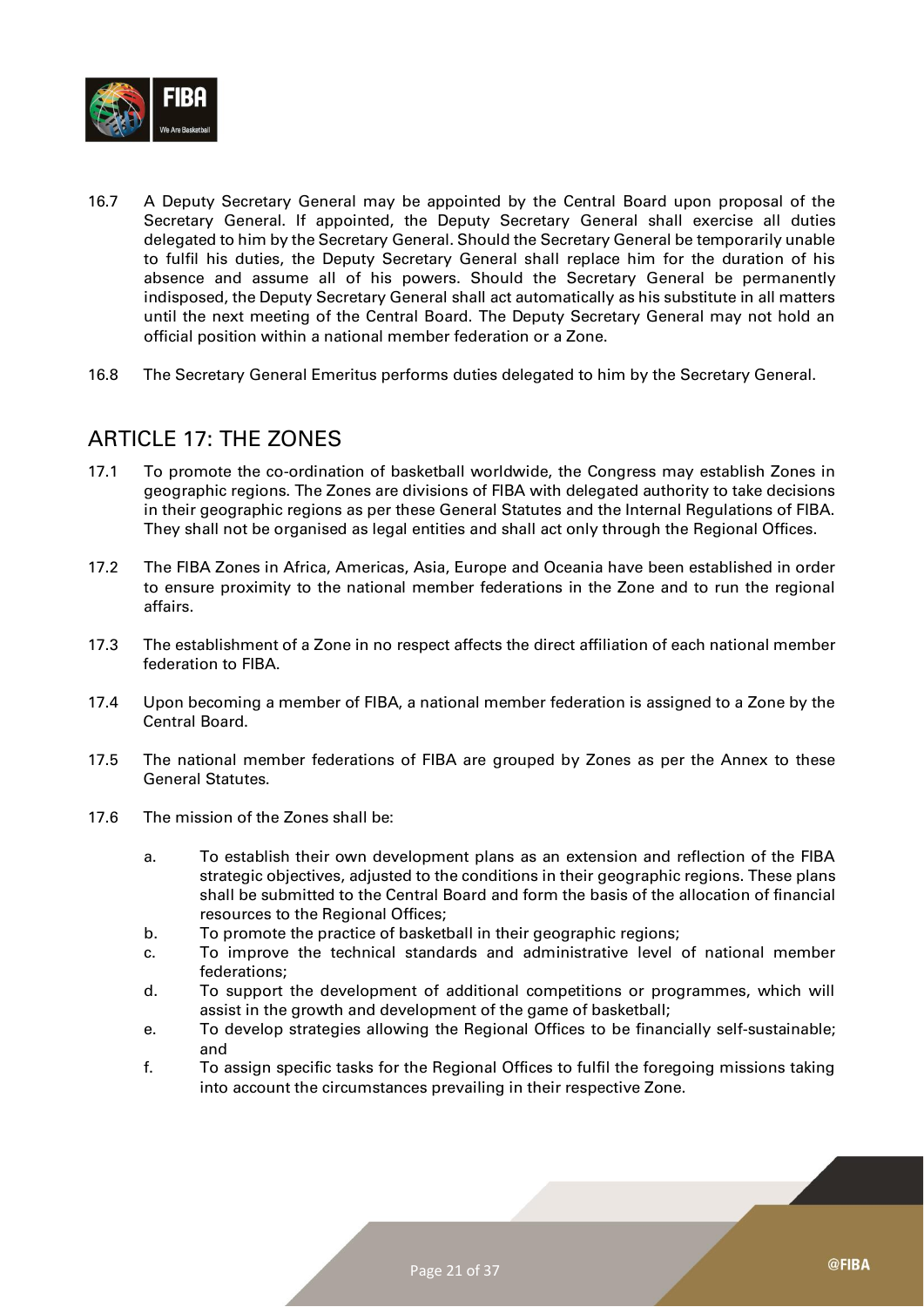16.7 A Deputy Secretary General may be appointed by the Central Board upon proposal of the Secretary General. If appointed, the Deputy Secretary General shall exercise all duties delegated to him by the Secretary General. Should the Secretary General be temporarily unable to fulfil his duties, the Deputy Secretary General shall replace him for the duration of his absence and assume all of his powers. Should the Secretary General be permanently indisposed, the Deputy Secretary General shall act automatically as his substitute in all matters until the next meeting of the Central Board. The Deputy Secretary General may not hold an official position within a national member federation or a Zone.

16.8 The Secretary General Emeritus performs duties delegated to him by the Secretary General.

## ARTICLE 17: THE ZONES

17.1 To promote the co-ordination of basketball worldwide, the Congress may establish Zones in geographic regions. The Zones are divisions of FIBA with delegated authority to take decisions in their geographic regions as per these General Statutes and the Internal Regulations of FIBA. They shall not be organised as legal entities and shall act only through the Regional Offices.

17.2 The FIBA Zones in Africa, Americas, Asia, Europe and Oceania have been established in order to ensure proximity to the national member federations in the Zone and to run the regional affairs.

17.3 The establishment of a Zone in no respect affects the direct affiliation of each national member federation to FIBA.

17.4 Upon becoming a member of FIBA, a national member federation is assigned to a Zone by the Central Board.

17.5 The national member federations of FIBA are grouped by Zones as per the Annex to these General Statutes.

17.6 The mission of the Zones shall be:

a. To establish their own development plans as an extension and reflection of the FIBA strategic objectives, adjusted to the conditions in their geographic regions. These plans shall be submitted to the Central Board and form the basis of the allocation of financial resources to the Regional Offices;
b. To promote the practice of basketball in their geographic regions;
c. To improve the technical standards and administrative level of national member federations;
d. To support the development of additional competitions or programmes, which will assist in the growth and development of the game of basketball;
e. To develop strategies allowing the Regional Offices to be financially self-sustainable; and
f. To assign specific tasks for the Regional Offices to fulfil the foregoing missions taking into account the circumstances prevailing in their respective Zone.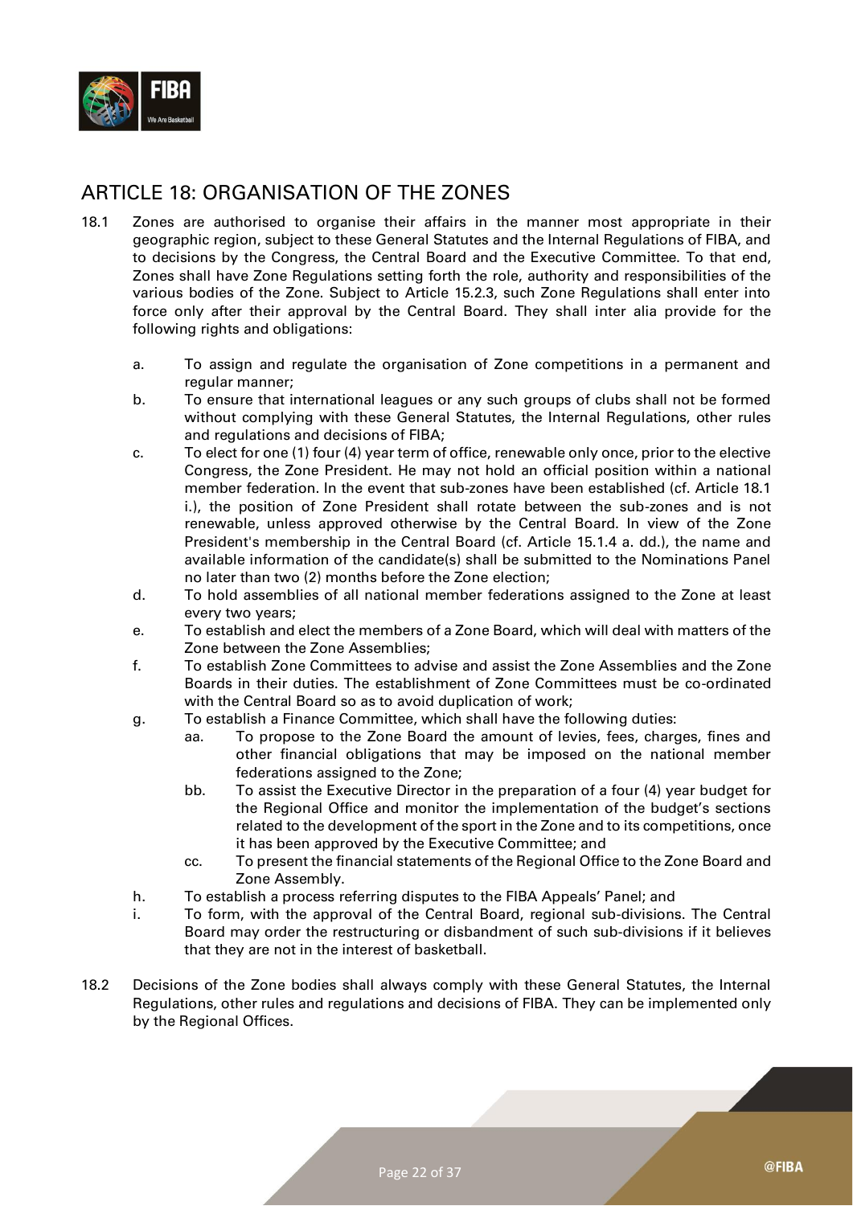## ARTICLE 18: ORGANISATION OF THE ZONES

18.1 Zones are authorised to organise their affairs in the manner most appropriate in their geographic region, subject to these General Statutes and the Internal Regulations of FIBA, and to decisions by the Congress, the Central Board and the Executive Committee. To that end, Zones shall have Zone Regulations setting forth the role, authority and responsibilities of the various bodies of the Zone. Subject to Article 15.2.3, such Zone Regulations shall enter into force only after their approval by the Central Board. They shall inter alia provide for the following rights and obligations:

a. To assign and regulate the organisation of Zone competitions in a permanent and regular manner;

b. To ensure that international leagues or any such groups of clubs shall not be formed without complying with these General Statutes, the Internal Regulations, other rules and regulations and decisions of FIBA;

c. To elect for one (1) four (4) year term of office, renewable only once, prior to the elective Congress, the Zone President. He may not hold an official position within a national member federation. In the event that sub-zones have been established (cf. Article 18.1 i.), the position of Zone President shall rotate between the sub-zones and is not renewable, unless approved otherwise by the Central Board. In view of the Zone President's membership in the Central Board (cf. Article 15.1.4 a. dd.), the name and available information of the candidate(s) shall be submitted to the Nominations Panel no later than two (2) months before the Zone election;

d. To hold assemblies of all national member federations assigned to the Zone at least every two years;

e. To establish and elect the members of a Zone Board, which will deal with matters of the Zone between the Zone Assemblies;

f. To establish Zone Committees to advise and assist the Zone Assemblies and the Zone Boards in their duties. The establishment of Zone Committees must be co-ordinated with the Central Board so as to avoid duplication of work;

g. To establish a Finance Committee, which shall have the following duties:

   aa. To propose to the Zone Board the amount of levies, fees, charges, fines and other financial obligations that may be imposed on the national member federations assigned to the Zone;

   bb. To assist the Executive Director in the preparation of a four (4) year budget for the Regional Office and monitor the implementation of the budget's sections related to the development of the sport in the Zone and to its competitions, once it has been approved by the Executive Committee; and

   cc. To present the financial statements of the Regional Office to the Zone Board and Zone Assembly.

h. To establish a process referring disputes to the FIBA Appeals' Panel; and

i. To form, with the approval of the Central Board, regional sub-divisions. The Central Board may order the restructuring or disbandment of such sub-divisions if it believes that they are not in the interest of basketball.

18.2 Decisions of the Zone bodies shall always comply with these General Statutes, the Internal Regulations, other rules and regulations and decisions of FIBA. They can be implemented only by the Regional Offices.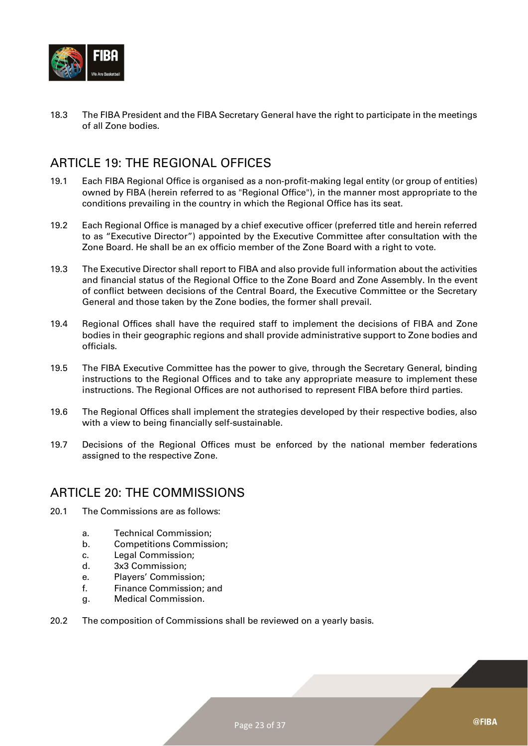18.3 The FIBA President and the FIBA Secretary General have the right to participate in the meetings of all Zone bodies.

## ARTICLE 19: THE REGIONAL OFFICES

19.1 Each FIBA Regional Office is organised as a non-profit-making legal entity (or group of entities) owned by FIBA (herein referred to as "Regional Office"), in the manner most appropriate to the conditions prevailing in the country in which the Regional Office has its seat.

19.2 Each Regional Office is managed by a chief executive officer (preferred title and herein referred to as "Executive Director") appointed by the Executive Committee after consultation with the Zone Board. He shall be an ex officio member of the Zone Board with a right to vote.

19.3 The Executive Director shall report to FIBA and also provide full information about the activities and financial status of the Regional Office to the Zone Board and Zone Assembly. In the event of conflict between decisions of the Central Board, the Executive Committee or the Secretary General and those taken by the Zone bodies, the former shall prevail.

19.4 Regional Offices shall have the required staff to implement the decisions of FIBA and Zone bodies in their geographic regions and shall provide administrative support to Zone bodies and officials.

19.5 The FIBA Executive Committee has the power to give, through the Secretary General, binding instructions to the Regional Offices and to take any appropriate measure to implement these instructions. The Regional Offices are not authorised to represent FIBA before third parties.

19.6 The Regional Offices shall implement the strategies developed by their respective bodies, also with a view to being financially self-sustainable.

19.7 Decisions of the Regional Offices must be enforced by the national member federations assigned to the respective Zone.

## ARTICLE 20: THE COMMISSIONS

20.1 The Commissions are as follows:

a. Technical Commission;
b. Competitions Commission;
c. Legal Commission;
d. 3x3 Commission;
e. Players' Commission;
f. Finance Commission; and
g. Medical Commission.

20.2 The composition of Commissions shall be reviewed on a yearly basis.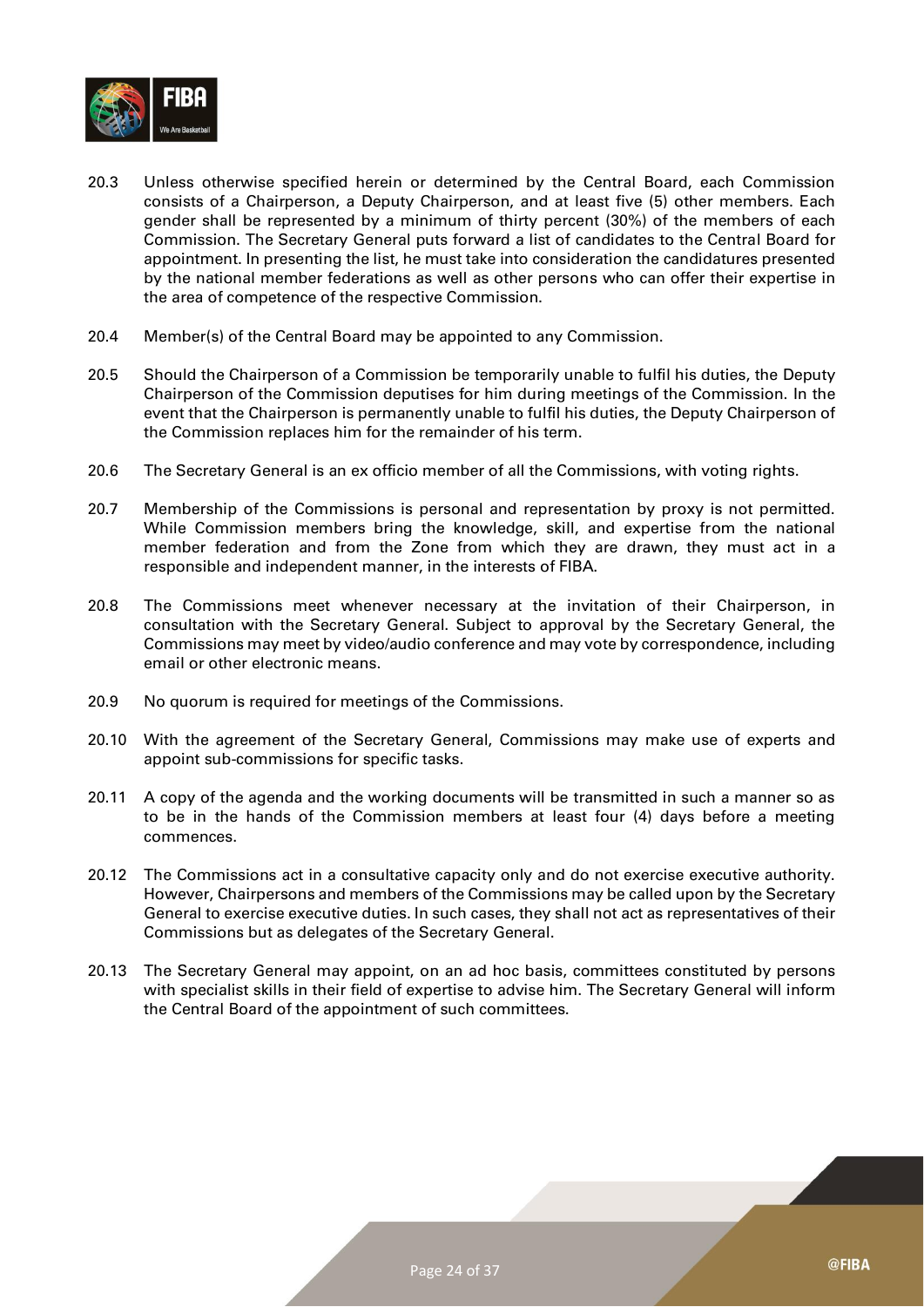20.3 Unless otherwise specified herein or determined by the Central Board, each Commission consists of a Chairperson, a Deputy Chairperson, and at least five (5) other members. Each gender shall be represented by a minimum of thirty percent (30%) of the members of each Commission. The Secretary General puts forward a list of candidates to the Central Board for appointment. In presenting the list, he must take into consideration the candidatures presented by the national member federations as well as other persons who can offer their expertise in the area of competence of the respective Commission.

20.4 Member(s) of the Central Board may be appointed to any Commission.

20.5 Should the Chairperson of a Commission be temporarily unable to fulfil his duties, the Deputy Chairperson of the Commission deputises for him during meetings of the Commission. In the event that the Chairperson is permanently unable to fulfil his duties, the Deputy Chairperson of the Commission replaces him for the remainder of his term.

20.6 The Secretary General is an ex officio member of all the Commissions, with voting rights.

20.7 Membership of the Commissions is personal and representation by proxy is not permitted. While Commission members bring the knowledge, skill, and expertise from the national member federation and from the Zone from which they are drawn, they must act in a responsible and independent manner, in the interests of FIBA.

20.8 The Commissions meet whenever necessary at the invitation of their Chairperson, in consultation with the Secretary General. Subject to approval by the Secretary General, the Commissions may meet by video/audio conference and may vote by correspondence, including email or other electronic means.

20.9 No quorum is required for meetings of the Commissions.

20.10 With the agreement of the Secretary General, Commissions may make use of experts and appoint sub-commissions for specific tasks.

20.11 A copy of the agenda and the working documents will be transmitted in such a manner so as to be in the hands of the Commission members at least four (4) days before a meeting commences.

20.12 The Commissions act in a consultative capacity only and do not exercise executive authority. However, Chairpersons and members of the Commissions may be called upon by the Secretary General to exercise executive duties. In such cases, they shall not act as representatives of their Commissions but as delegates of the Secretary General.

20.13 The Secretary General may appoint, on an ad hoc basis, committees constituted by persons with specialist skills in their field of expertise to advise him. The Secretary General will inform the Central Board of the appointment of such committees.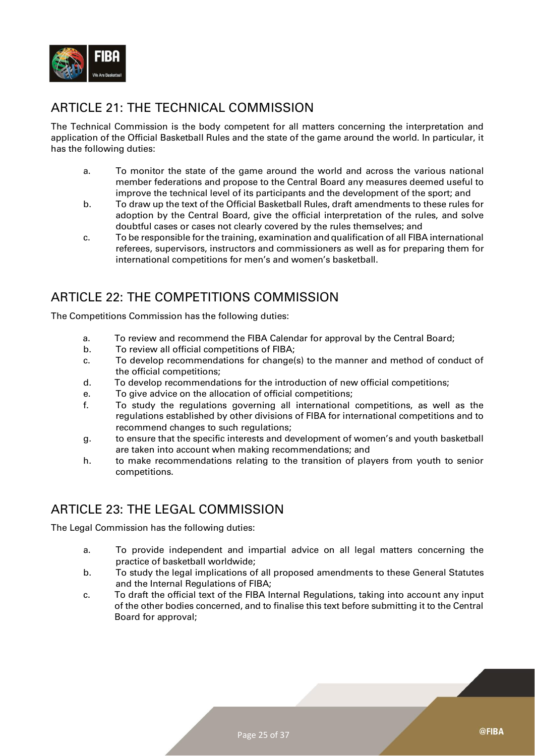## ARTICLE 21: THE TECHNICAL COMMISSION

The Technical Commission is the body competent for all matters concerning the interpretation and application of the Official Basketball Rules and the state of the game around the world. In particular, it has the following duties:

a. To monitor the state of the game around the world and across the various national member federations and propose to the Central Board any measures deemed useful to improve the technical level of its participants and the development of the sport; and

b. To draw up the text of the Official Basketball Rules, draft amendments to these rules for adoption by the Central Board, give the official interpretation of the rules, and solve doubtful cases or cases not clearly covered by the rules themselves; and

c. To be responsible for the training, examination and qualification of all FIBA international referees, supervisors, instructors and commissioners as well as for preparing them for international competitions for men's and women's basketball.

## ARTICLE 22: THE COMPETITIONS COMMISSION

The Competitions Commission has the following duties:

a. To review and recommend the FIBA Calendar for approval by the Central Board;

b. To review all official competitions of FIBA;

c. To develop recommendations for change(s) to the manner and method of conduct of the official competitions;

d. To develop recommendations for the introduction of new official competitions;

e. To give advice on the allocation of official competitions;

f. To study the regulations governing all international competitions, as well as the regulations established by other divisions of FIBA for international competitions and to recommend changes to such regulations;

g. to ensure that the specific interests and development of women's and youth basketball are taken into account when making recommendations; and

h. to make recommendations relating to the transition of players from youth to senior competitions.

## ARTICLE 23: THE LEGAL COMMISSION

The Legal Commission has the following duties:

a. To provide independent and impartial advice on all legal matters concerning the practice of basketball worldwide;

b. To study the legal implications of all proposed amendments to these General Statutes and the Internal Regulations of FIBA;

c. To draft the official text of the FIBA Internal Regulations, taking into account any input of the other bodies concerned, and to finalise this text before submitting it to the Central Board for approval;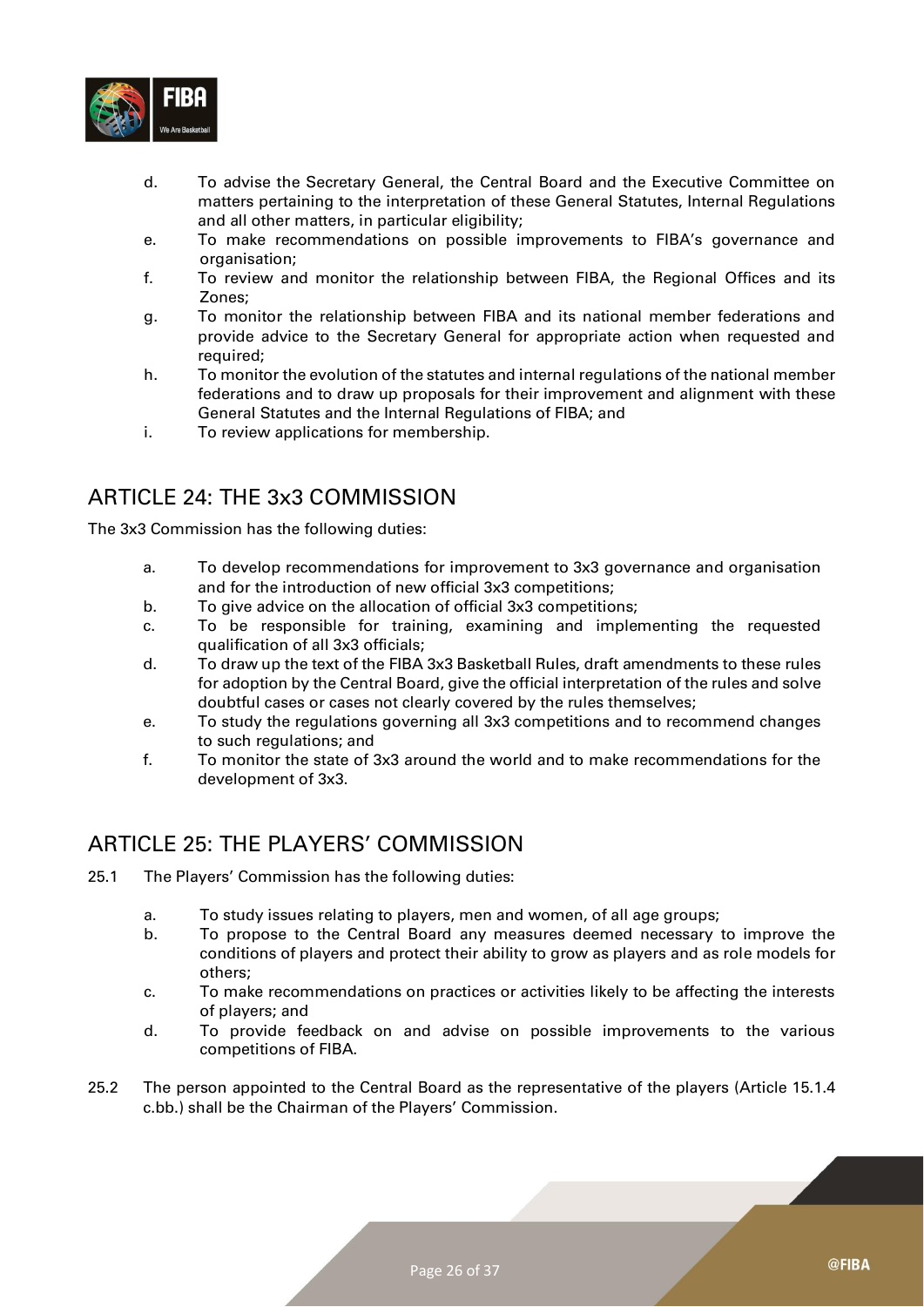d. To advise the Secretary General, the Central Board and the Executive Committee on matters pertaining to the interpretation of these General Statutes, Internal Regulations and all other matters, in particular eligibility;
e. To make recommendations on possible improvements to FIBA's governance and organisation;
f. To review and monitor the relationship between FIBA, the Regional Offices and its Zones;
g. To monitor the relationship between FIBA and its national member federations and provide advice to the Secretary General for appropriate action when requested and required;
h. To monitor the evolution of the statutes and internal regulations of the national member federations and to draw up proposals for their improvement and alignment with these General Statutes and the Internal Regulations of FIBA; and
i. To review applications for membership.

## ARTICLE 24: THE 3x3 COMMISSION

The 3x3 Commission has the following duties:

a. To develop recommendations for improvement to 3x3 governance and organisation and for the introduction of new official 3x3 competitions;
b. To give advice on the allocation of official 3x3 competitions;
c. To be responsible for training, examining and implementing the requested qualification of all 3x3 officials;
d. To draw up the text of the FIBA 3x3 Basketball Rules, draft amendments to these rules for adoption by the Central Board, give the official interpretation of the rules and solve doubtful cases or cases not clearly covered by the rules themselves;
e. To study the regulations governing all 3x3 competitions and to recommend changes to such regulations; and
f. To monitor the state of 3x3 around the world and to make recommendations for the development of 3x3.

## ARTICLE 25: THE PLAYERS' COMMISSION

25.1 The Players' Commission has the following duties:

a. To study issues relating to players, men and women, of all age groups;
b. To propose to the Central Board any measures deemed necessary to improve the conditions of players and protect their ability to grow as players and as role models for others;
c. To make recommendations on practices or activities likely to be affecting the interests of players; and
d. To provide feedback on and advise on possible improvements to the various competitions of FIBA.

25.2 The person appointed to the Central Board as the representative of the players (Article 15.1.4 c.bb.) shall be the Chairman of the Players' Commission.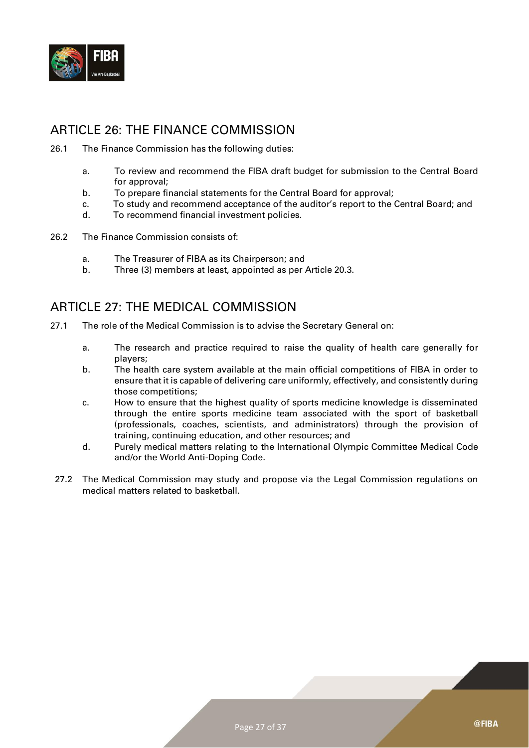## ARTICLE 26: THE FINANCE COMMISSION

26.1 The Finance Commission has the following duties:

a. To review and recommend the FIBA draft budget for submission to the Central Board for approval;
b. To prepare financial statements for the Central Board for approval;
c. To study and recommend acceptance of the auditor's report to the Central Board; and
d. To recommend financial investment policies.

26.2 The Finance Commission consists of:

a. The Treasurer of FIBA as its Chairperson; and
b. Three (3) members at least, appointed as per Article 20.3.

## ARTICLE 27: THE MEDICAL COMMISSION

27.1 The role of the Medical Commission is to advise the Secretary General on:

a. The research and practice required to raise the quality of health care generally for players;
b. The health care system available at the main official competitions of FIBA in order to ensure that it is capable of delivering care uniformly, effectively, and consistently during those competitions;
c. How to ensure that the highest quality of sports medicine knowledge is disseminated through the entire sports medicine team associated with the sport of basketball (professionals, coaches, scientists, and administrators) through the provision of training, continuing education, and other resources; and
d. Purely medical matters relating to the International Olympic Committee Medical Code and/or the World Anti-Doping Code.

27.2 The Medical Commission may study and propose via the Legal Commission regulations on medical matters related to basketball.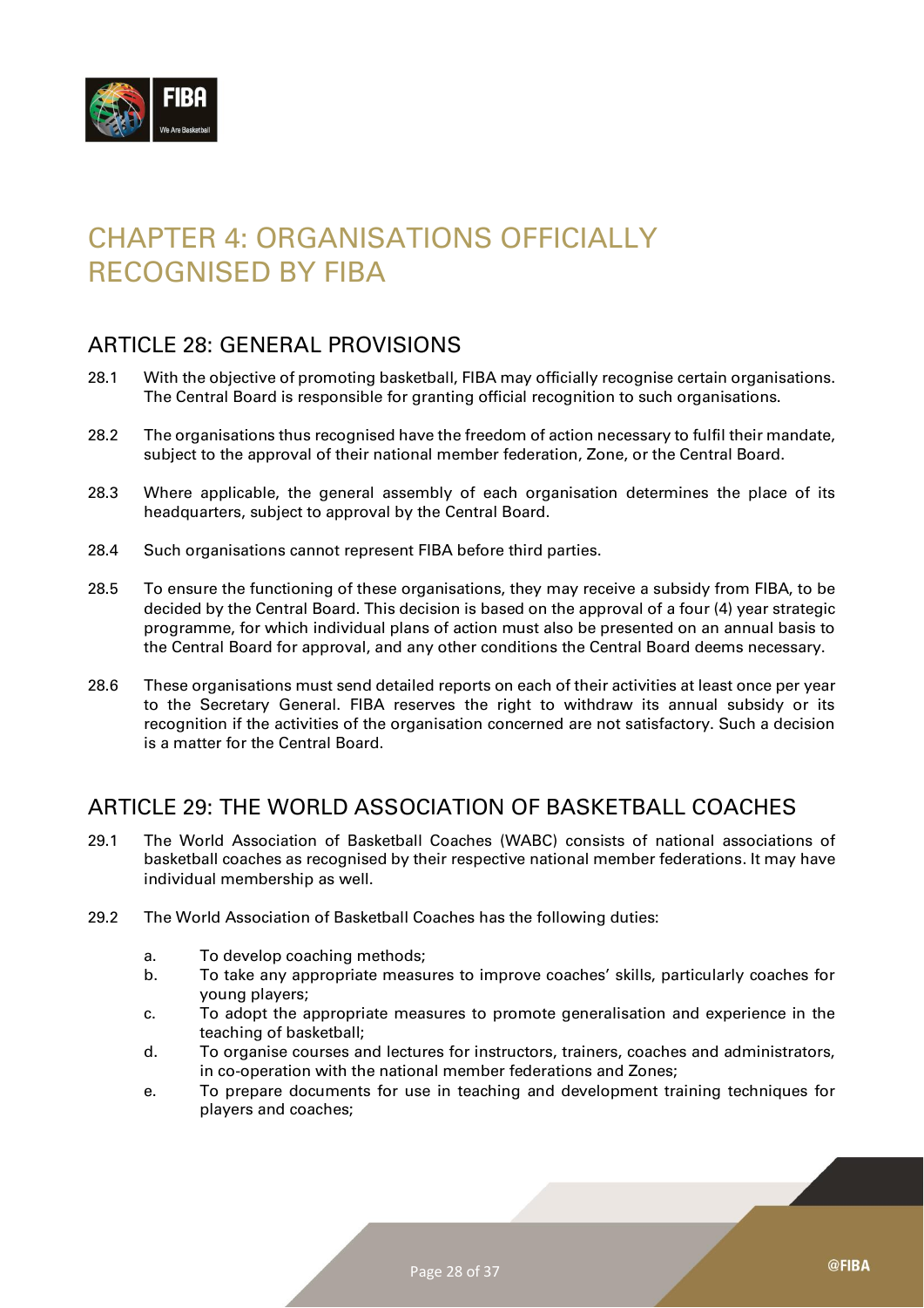# CHAPTER 4: ORGANISATIONS OFFICIALLY RECOGNISED BY FIBA

## ARTICLE 28: GENERAL PROVISIONS

28.1 With the objective of promoting basketball, FIBA may officially recognise certain organisations. The Central Board is responsible for granting official recognition to such organisations.

28.2 The organisations thus recognised have the freedom of action necessary to fulfil their mandate, subject to the approval of their national member federation, Zone, or the Central Board.

28.3 Where applicable, the general assembly of each organisation determines the place of its headquarters, subject to approval by the Central Board.

28.4 Such organisations cannot represent FIBA before third parties.

28.5 To ensure the functioning of these organisations, they may receive a subsidy from FIBA, to be decided by the Central Board. This decision is based on the approval of a four (4) year strategic programme, for which individual plans of action must also be presented on an annual basis to the Central Board for approval, and any other conditions the Central Board deems necessary.

28.6 These organisations must send detailed reports on each of their activities at least once per year to the Secretary General. FIBA reserves the right to withdraw its annual subsidy or its recognition if the activities of the organisation concerned are not satisfactory. Such a decision is a matter for the Central Board.

## ARTICLE 29: THE WORLD ASSOCIATION OF BASKETBALL COACHES

29.1 The World Association of Basketball Coaches (WABC) consists of national associations of basketball coaches as recognised by their respective national member federations. It may have individual membership as well.

29.2 The World Association of Basketball Coaches has the following duties:

a. To develop coaching methods;
b. To take any appropriate measures to improve coaches' skills, particularly coaches for young players;
c. To adopt the appropriate measures to promote generalisation and experience in the teaching of basketball;
d. To organise courses and lectures for instructors, trainers, coaches and administrators, in co-operation with the national member federations and Zones;
e. To prepare documents for use in teaching and development training techniques for players and coaches;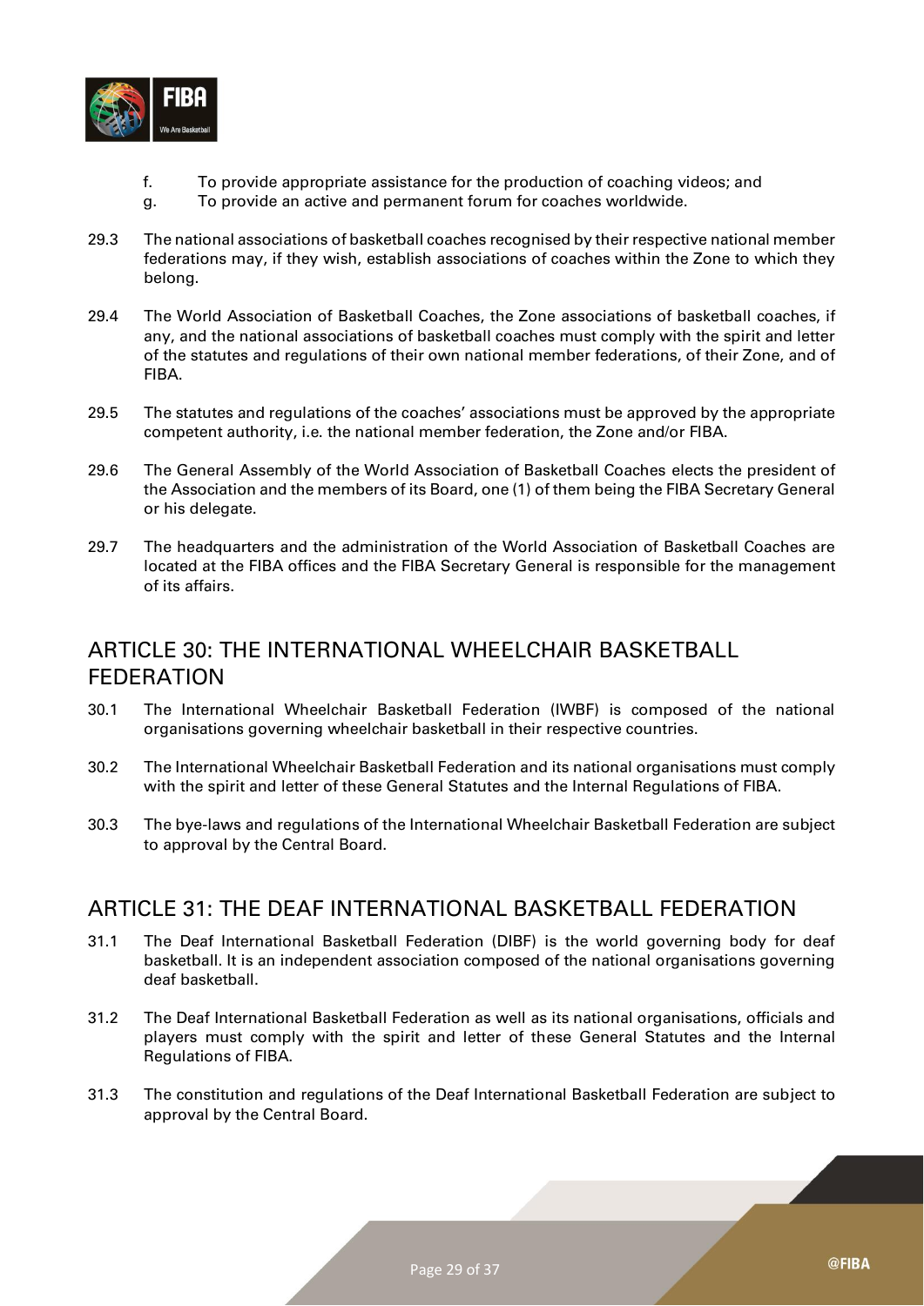f. To provide appropriate assistance for the production of coaching videos; and
g. To provide an active and permanent forum for coaches worldwide.

29.3 The national associations of basketball coaches recognised by their respective national member federations may, if they wish, establish associations of coaches within the Zone to which they belong.

29.4 The World Association of Basketball Coaches, the Zone associations of basketball coaches, if any, and the national associations of basketball coaches must comply with the spirit and letter of the statutes and regulations of their own national member federations, of their Zone, and of FIBA.

29.5 The statutes and regulations of the coaches' associations must be approved by the appropriate competent authority, i.e. the national member federation, the Zone and/or FIBA.

29.6 The General Assembly of the World Association of Basketball Coaches elects the president of the Association and the members of its Board, one (1) of them being the FIBA Secretary General or his delegate.

29.7 The headquarters and the administration of the World Association of Basketball Coaches are located at the FIBA offices and the FIBA Secretary General is responsible for the management of its affairs.

## ARTICLE 30: THE INTERNATIONAL WHEELCHAIR BASKETBALL FEDERATION

30.1 The International Wheelchair Basketball Federation (IWBF) is composed of the national organisations governing wheelchair basketball in their respective countries.

30.2 The International Wheelchair Basketball Federation and its national organisations must comply with the spirit and letter of these General Statutes and the Internal Regulations of FIBA.

30.3 The bye-laws and regulations of the International Wheelchair Basketball Federation are subject to approval by the Central Board.

## ARTICLE 31: THE DEAF INTERNATIONAL BASKETBALL FEDERATION

31.1 The Deaf International Basketball Federation (DIBF) is the world governing body for deaf basketball. It is an independent association composed of the national organisations governing deaf basketball.

31.2 The Deaf International Basketball Federation as well as its national organisations, officials and players must comply with the spirit and letter of these General Statutes and the Internal Regulations of FIBA.

31.3 The constitution and regulations of the Deaf International Basketball Federation are subject to approval by the Central Board.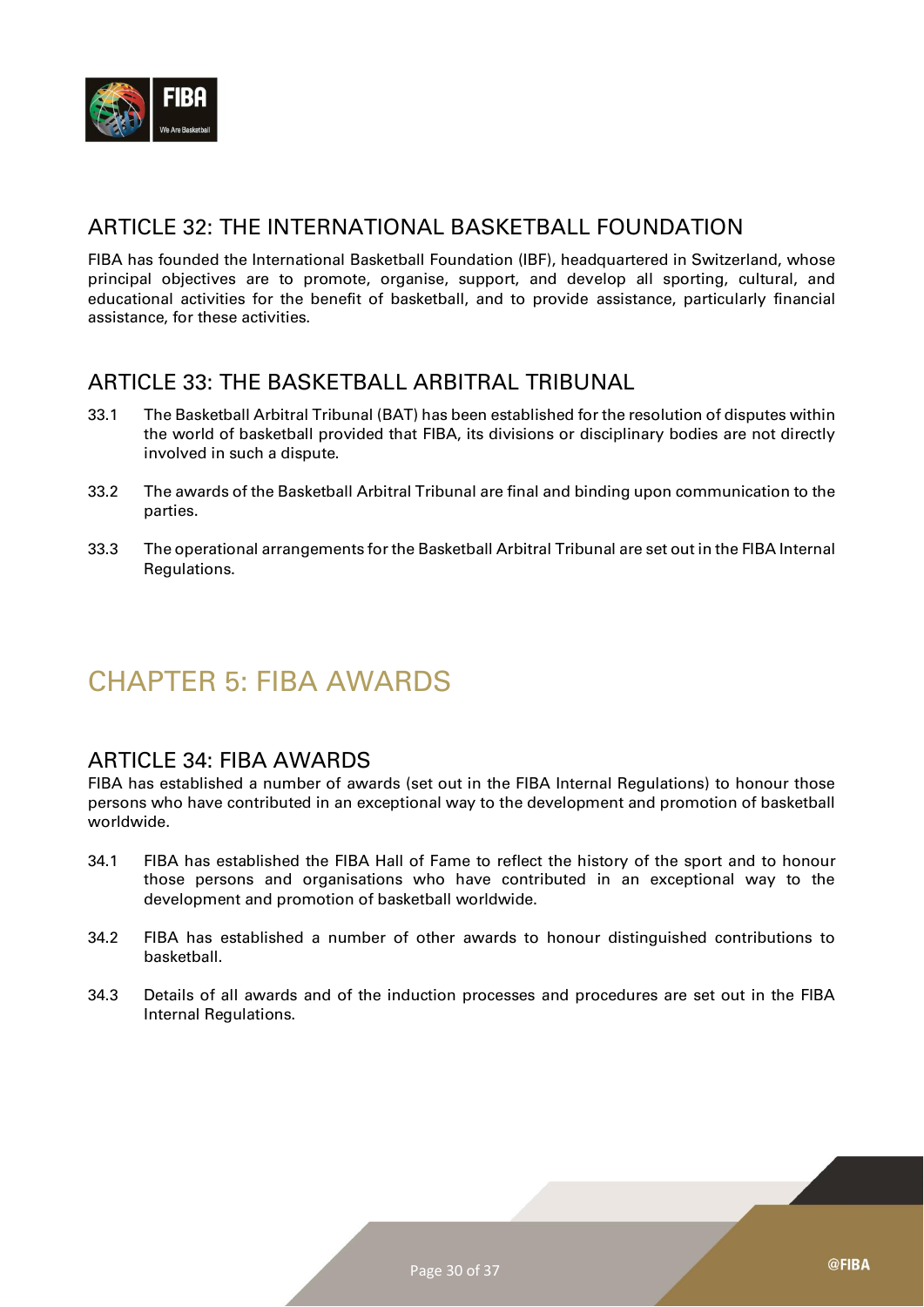## ARTICLE 32: THE INTERNATIONAL BASKETBALL FOUNDATION

FIBA has founded the International Basketball Foundation (IBF), headquartered in Switzerland, whose principal objectives are to promote, organise, support, and develop all sporting, cultural, and educational activities for the benefit of basketball, and to provide assistance, particularly financial assistance, for these activities.

## ARTICLE 33: THE BASKETBALL ARBITRAL TRIBUNAL

33.1 The Basketball Arbitral Tribunal (BAT) has been established for the resolution of disputes within the world of basketball provided that FIBA, its divisions or disciplinary bodies are not directly involved in such a dispute.

33.2 The awards of the Basketball Arbitral Tribunal are final and binding upon communication to the parties.

33.3 The operational arrangements for the Basketball Arbitral Tribunal are set out in the FIBA Internal Regulations.

# CHAPTER 5: FIBA AWARDS

## ARTICLE 34: FIBA AWARDS

FIBA has established a number of awards (set out in the FIBA Internal Regulations) to honour those persons who have contributed in an exceptional way to the development and promotion of basketball worldwide.

34.1 FIBA has established the FIBA Hall of Fame to reflect the history of the sport and to honour those persons and organisations who have contributed in an exceptional way to the development and promotion of basketball worldwide.

34.2 FIBA has established a number of other awards to honour distinguished contributions to basketball.

34.3 Details of all awards and of the induction processes and procedures are set out in the FIBA Internal Regulations.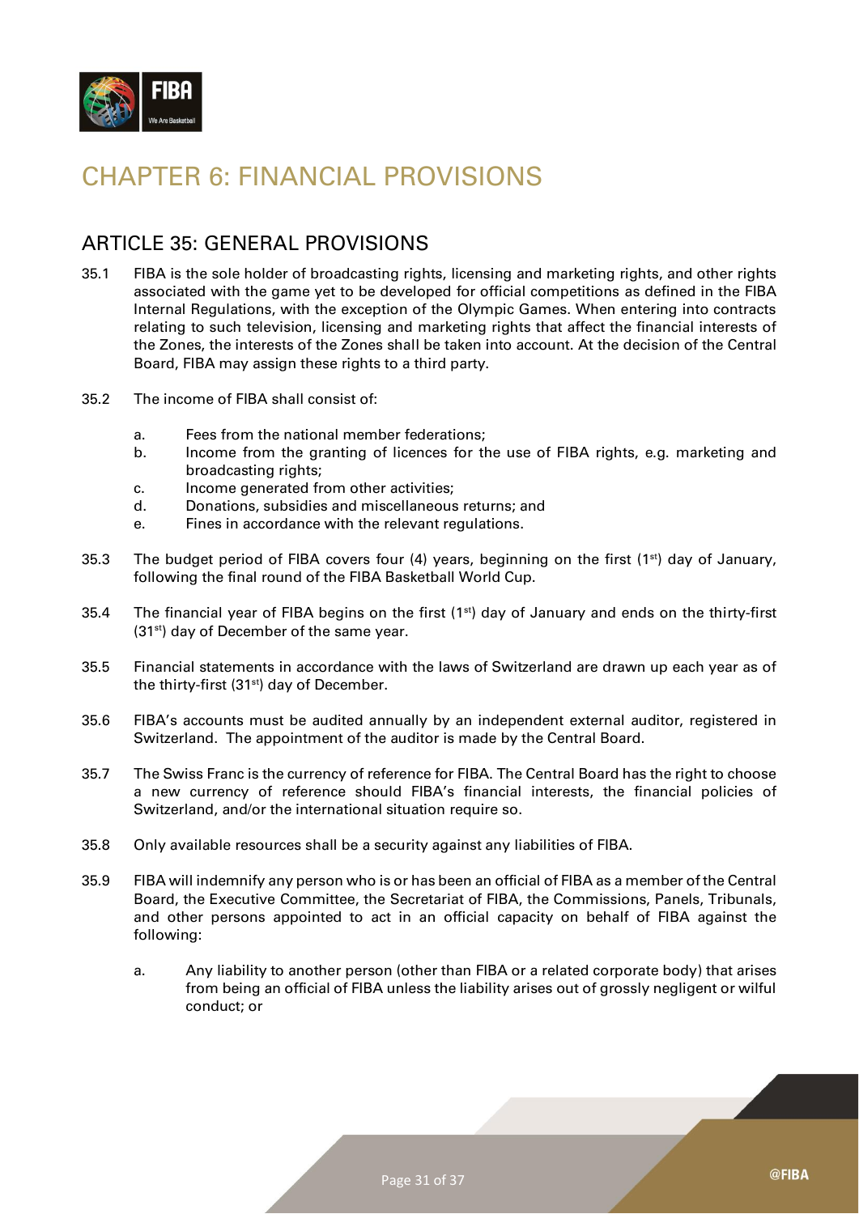# CHAPTER 6: FINANCIAL PROVISIONS

## ARTICLE 35: GENERAL PROVISIONS

35.1 FIBA is the sole holder of broadcasting rights, licensing and marketing rights, and other rights associated with the game yet to be developed for official competitions as defined in the FIBA Internal Regulations, with the exception of the Olympic Games. When entering into contracts relating to such television, licensing and marketing rights that affect the financial interests of the Zones, the interests of the Zones shall be taken into account. At the decision of the Central Board, FIBA may assign these rights to a third party.

35.2 The income of FIBA shall consist of:

a. Fees from the national member federations;
b. Income from the granting of licences for the use of FIBA rights, e.g. marketing and broadcasting rights;
c. Income generated from other activities;
d. Donations, subsidies and miscellaneous returns; and
e. Fines in accordance with the relevant regulations.

35.3 The budget period of FIBA covers four (4) years, beginning on the first (1st) day of January, following the final round of the FIBA Basketball World Cup.

35.4 The financial year of FIBA begins on the first (1st) day of January and ends on the thirty-first (31st) day of December of the same year.

35.5 Financial statements in accordance with the laws of Switzerland are drawn up each year as of the thirty-first (31st) day of December.

35.6 FIBA's accounts must be audited annually by an independent external auditor, registered in Switzerland. The appointment of the auditor is made by the Central Board.

35.7 The Swiss Franc is the currency of reference for FIBA. The Central Board has the right to choose a new currency of reference should FIBA's financial interests, the financial policies of Switzerland, and/or the international situation require so.

35.8 Only available resources shall be a security against any liabilities of FIBA.

35.9 FIBA will indemnify any person who is or has been an official of FIBA as a member of the Central Board, the Executive Committee, the Secretariat of FIBA, the Commissions, Panels, Tribunals, and other persons appointed to act in an official capacity on behalf of FIBA against the following:

a. Any liability to another person (other than FIBA or a related corporate body) that arises from being an official of FIBA unless the liability arises out of grossly negligent or wilful conduct; or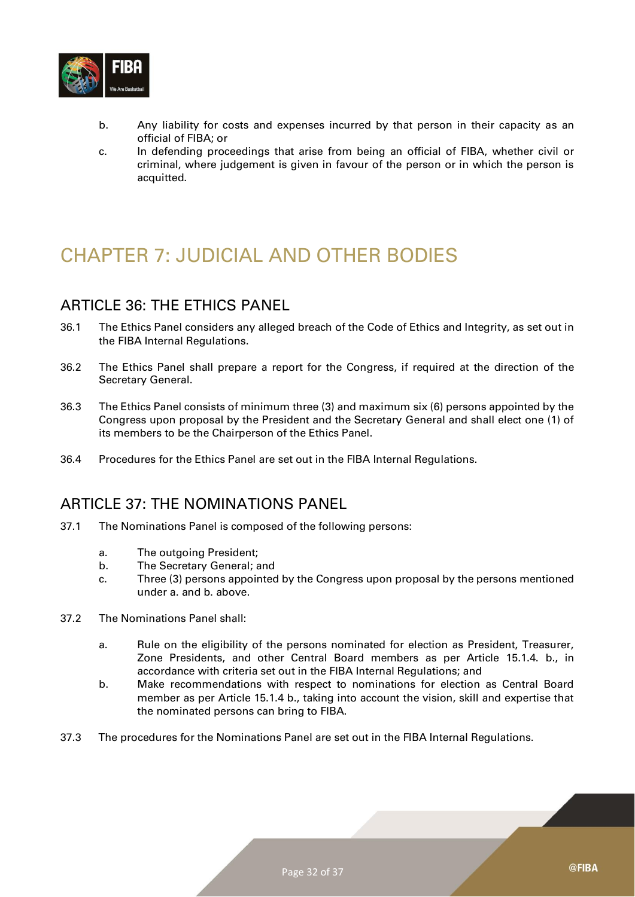b. Any liability for costs and expenses incurred by that person in their capacity as an official of FIBA; or
c. In defending proceedings that arise from being an official of FIBA, whether civil or criminal, where judgement is given in favour of the person or in which the person is acquitted.

# CHAPTER 7: JUDICIAL AND OTHER BODIES

## ARTICLE 36: THE ETHICS PANEL

36.1 The Ethics Panel considers any alleged breach of the Code of Ethics and Integrity, as set out in the FIBA Internal Regulations.

36.2 The Ethics Panel shall prepare a report for the Congress, if required at the direction of the Secretary General.

36.3 The Ethics Panel consists of minimum three (3) and maximum six (6) persons appointed by the Congress upon proposal by the President and the Secretary General and shall elect one (1) of its members to be the Chairperson of the Ethics Panel.

36.4 Procedures for the Ethics Panel are set out in the FIBA Internal Regulations.

## ARTICLE 37: THE NOMINATIONS PANEL

37.1 The Nominations Panel is composed of the following persons:

a. The outgoing President;
b. The Secretary General; and
c. Three (3) persons appointed by the Congress upon proposal by the persons mentioned under a. and b. above.

37.2 The Nominations Panel shall:

a. Rule on the eligibility of the persons nominated for election as President, Treasurer, Zone Presidents, and other Central Board members as per Article 15.1.4. b., in accordance with criteria set out in the FIBA Internal Regulations; and
b. Make recommendations with respect to nominations for election as Central Board member as per Article 15.1.4 b., taking into account the vision, skill and expertise that the nominated persons can bring to FIBA.

37.3 The procedures for the Nominations Panel are set out in the FIBA Internal Regulations.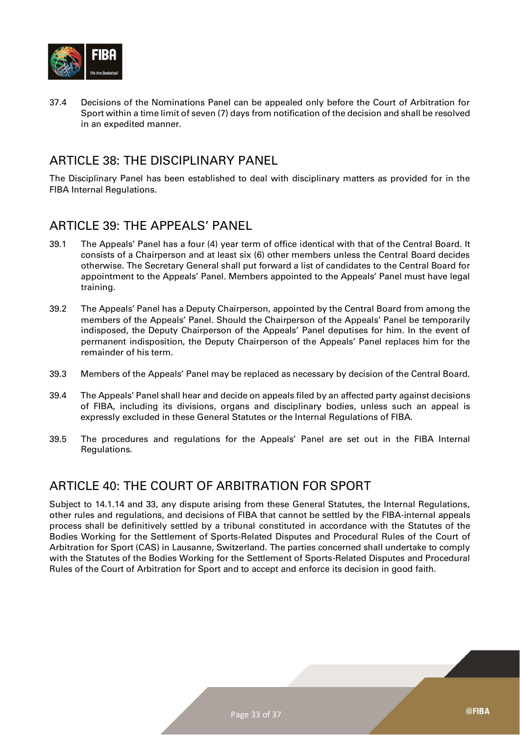37.4 Decisions of the Nominations Panel can be appealed only before the Court of Arbitration for Sport within a time limit of seven (7) days from notification of the decision and shall be resolved in an expedited manner.

## ARTICLE 38: THE DISCIPLINARY PANEL

The Disciplinary Panel has been established to deal with disciplinary matters as provided for in the FIBA Internal Regulations.

## ARTICLE 39: THE APPEALS' PANEL

39.1 The Appeals' Panel has a four (4) year term of office identical with that of the Central Board. It consists of a Chairperson and at least six (6) other members unless the Central Board decides otherwise. The Secretary General shall put forward a list of candidates to the Central Board for appointment to the Appeals' Panel. Members appointed to the Appeals' Panel must have legal training.

39.2 The Appeals' Panel has a Deputy Chairperson, appointed by the Central Board from among the members of the Appeals' Panel. Should the Chairperson of the Appeals' Panel be temporarily indisposed, the Deputy Chairperson of the Appeals' Panel deputises for him. In the event of permanent indisposition, the Deputy Chairperson of the Appeals' Panel replaces him for the remainder of his term.

39.3 Members of the Appeals' Panel may be replaced as necessary by decision of the Central Board.

39.4 The Appeals' Panel shall hear and decide on appeals filed by an affected party against decisions of FIBA, including its divisions, organs and disciplinary bodies, unless such an appeal is expressly excluded in these General Statutes or the Internal Regulations of FIBA.

39.5 The procedures and regulations for the Appeals' Panel are set out in the FIBA Internal Regulations.

## ARTICLE 40: THE COURT OF ARBITRATION FOR SPORT

Subject to 14.1.14 and 33, any dispute arising from these General Statutes, the Internal Regulations, other rules and regulations, and decisions of FIBA that cannot be settled by the FIBA-internal appeals process shall be definitively settled by a tribunal constituted in accordance with the Statutes of the Bodies Working for the Settlement of Sports-Related Disputes and Procedural Rules of the Court of Arbitration for Sport (CAS) in Lausanne, Switzerland. The parties concerned shall undertake to comply with the Statutes of the Bodies Working for the Settlement of Sports-Related Disputes and Procedural Rules of the Court of Arbitration for Sport and to accept and enforce its decision in good faith.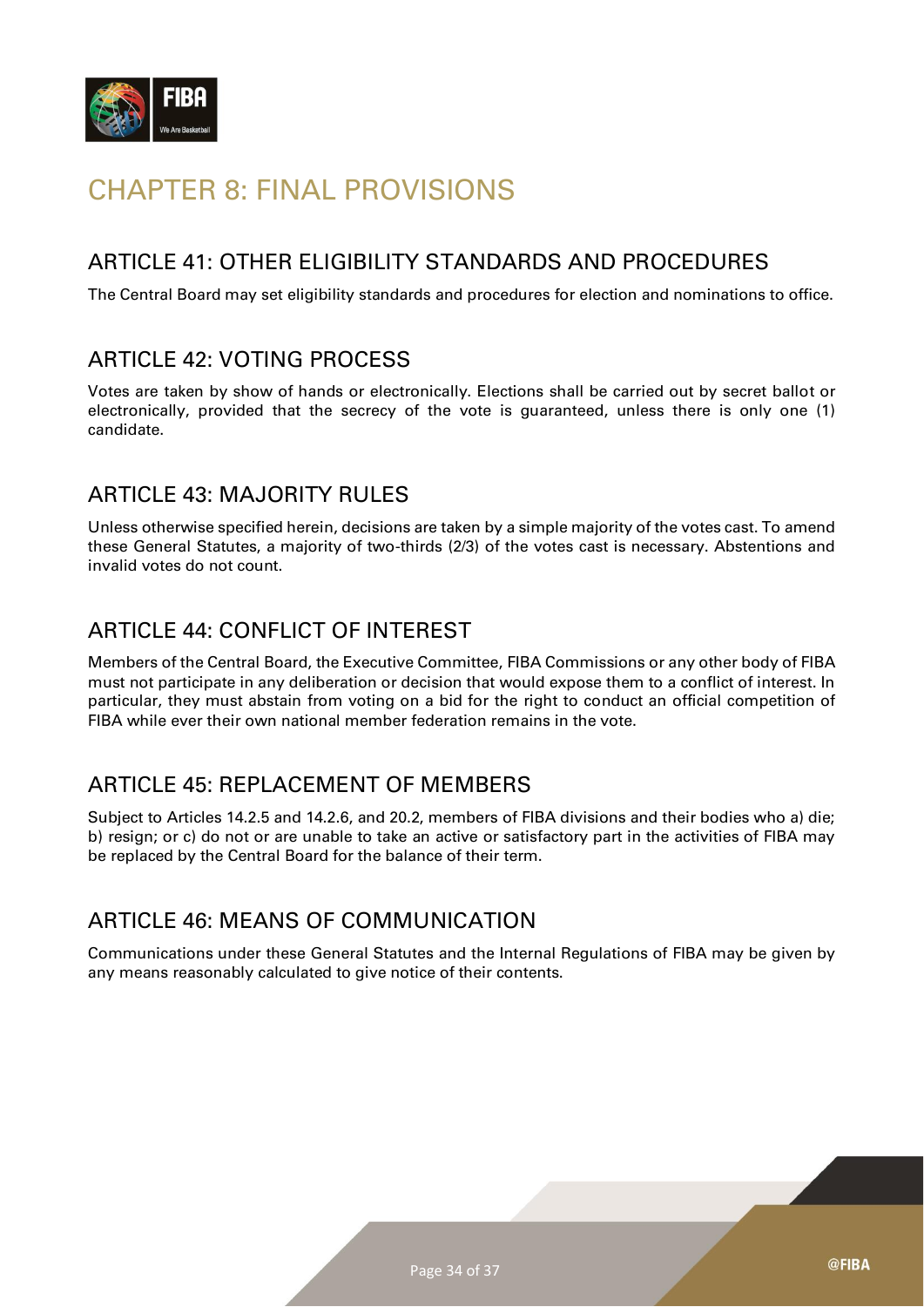# CHAPTER 8: FINAL PROVISIONS

## ARTICLE 41: OTHER ELIGIBILITY STANDARDS AND PROCEDURES

The Central Board may set eligibility standards and procedures for election and nominations to office.

## ARTICLE 42: VOTING PROCESS

Votes are taken by show of hands or electronically. Elections shall be carried out by secret ballot or electronically, provided that the secrecy of the vote is guaranteed, unless there is only one (1) candidate.

## ARTICLE 43: MAJORITY RULES

Unless otherwise specified herein, decisions are taken by a simple majority of the votes cast. To amend these General Statutes, a majority of two-thirds (2/3) of the votes cast is necessary. Abstentions and invalid votes do not count.

## ARTICLE 44: CONFLICT OF INTEREST

Members of the Central Board, the Executive Committee, FIBA Commissions or any other body of FIBA must not participate in any deliberation or decision that would expose them to a conflict of interest. In particular, they must abstain from voting on a bid for the right to conduct an official competition of FIBA while ever their own national member federation remains in the vote.

## ARTICLE 45: REPLACEMENT OF MEMBERS

Subject to Articles 14.2.5 and 14.2.6, and 20.2, members of FIBA divisions and their bodies who a) die; b) resign; or c) do not or are unable to take an active or satisfactory part in the activities of FIBA may be replaced by the Central Board for the balance of their term.

## ARTICLE 46: MEANS OF COMMUNICATION

Communications under these General Statutes and the Internal Regulations of FIBA may be given by any means reasonably calculated to give notice of their contents.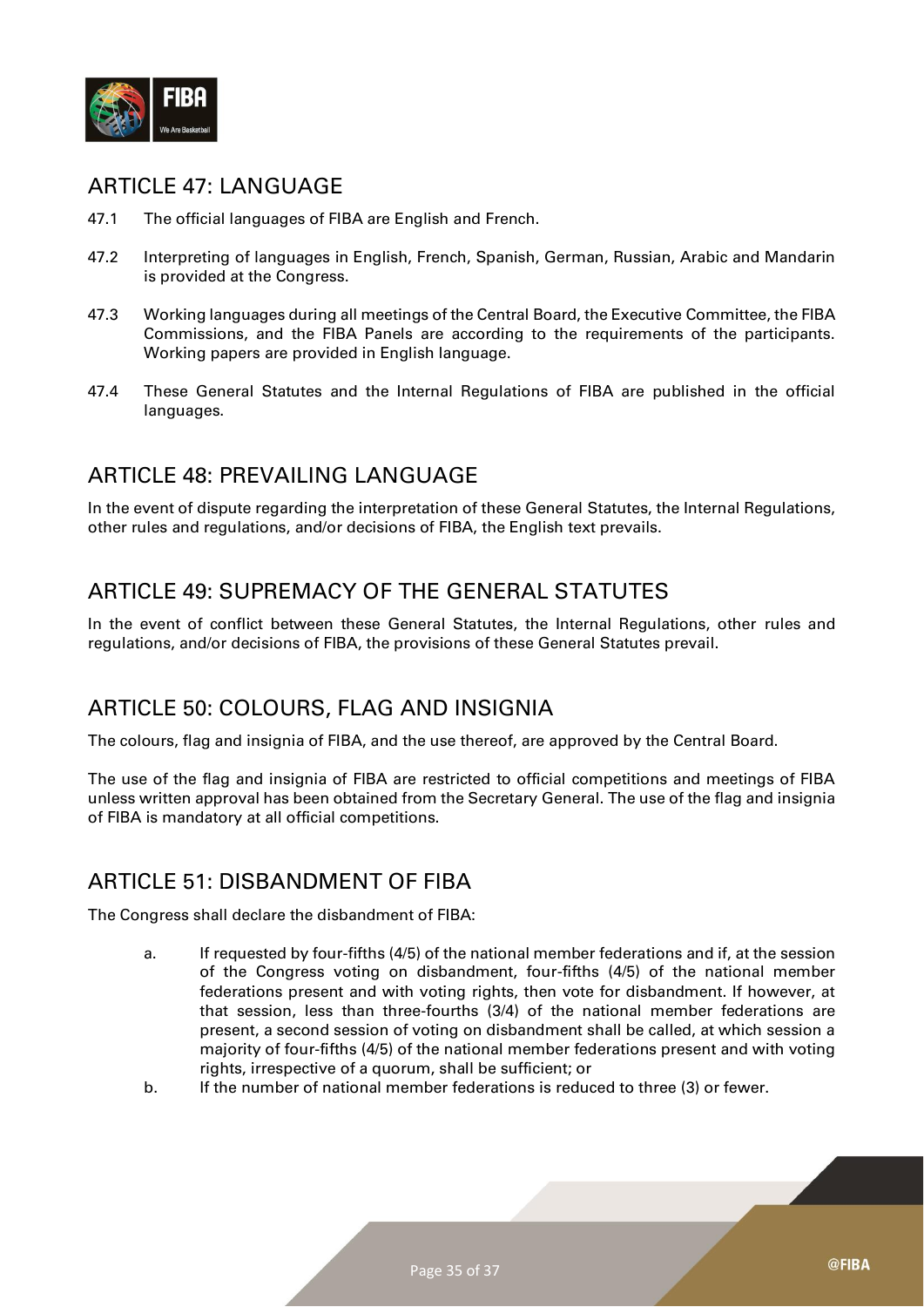## ARTICLE 47: LANGUAGE

47.1 The official languages of FIBA are English and French.

47.2 Interpreting of languages in English, French, Spanish, German, Russian, Arabic and Mandarin is provided at the Congress.

47.3 Working languages during all meetings of the Central Board, the Executive Committee, the FIBA Commissions, and the FIBA Panels are according to the requirements of the participants. Working papers are provided in English language.

47.4 These General Statutes and the Internal Regulations of FIBA are published in the official languages.

## ARTICLE 48: PREVAILING LANGUAGE

In the event of dispute regarding the interpretation of these General Statutes, the Internal Regulations, other rules and regulations, and/or decisions of FIBA, the English text prevails.

## ARTICLE 49: SUPREMACY OF THE GENERAL STATUTES

In the event of conflict between these General Statutes, the Internal Regulations, other rules and regulations, and/or decisions of FIBA, the provisions of these General Statutes prevail.

## ARTICLE 50: COLOURS, FLAG AND INSIGNIA

The colours, flag and insignia of FIBA, and the use thereof, are approved by the Central Board.

The use of the flag and insignia of FIBA are restricted to official competitions and meetings of FIBA unless written approval has been obtained from the Secretary General. The use of the flag and insignia of FIBA is mandatory at all official competitions.

## ARTICLE 51: DISBANDMENT OF FIBA

The Congress shall declare the disbandment of FIBA:

a. If requested by four-fifths (4/5) of the national member federations and if, at the session of the Congress voting on disbandment, four-fifths (4/5) of the national member federations present and with voting rights, then vote for disbandment. If however, at that session, less than three-fourths (3/4) of the national member federations are present, a second session of voting on disbandment shall be called, at which session a majority of four-fifths (4/5) of the national member federations present and with voting rights, irrespective of a quorum, shall be sufficient; or

b. If the number of national member federations is reduced to three (3) or fewer.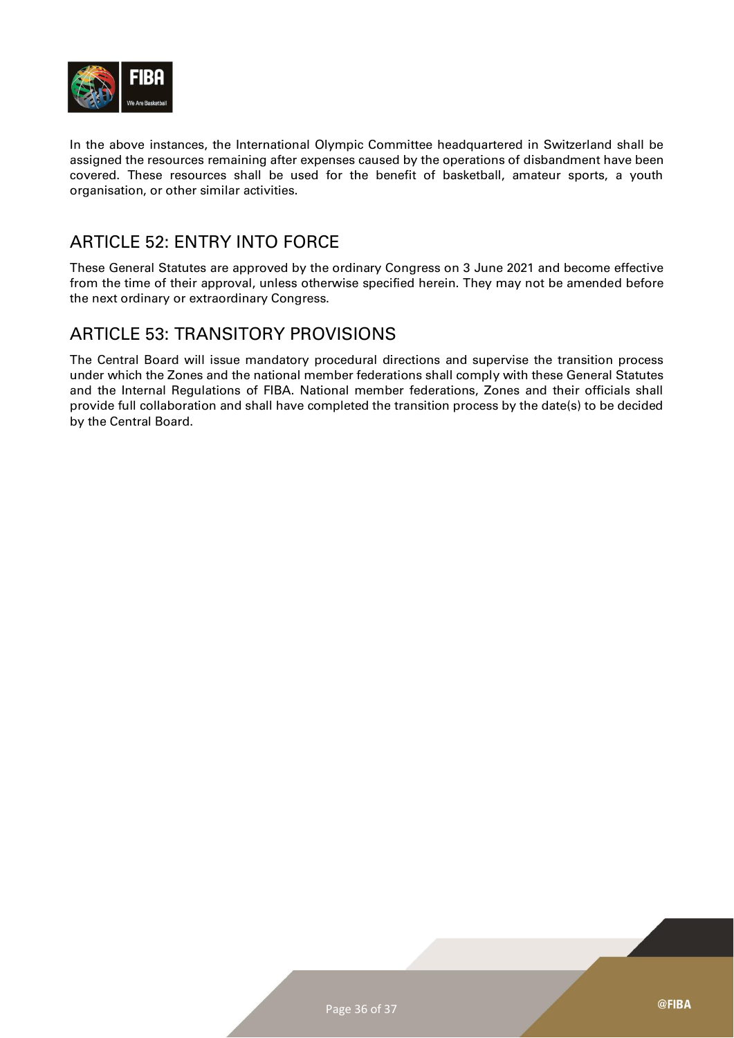In the above instances, the International Olympic Committee headquartered in Switzerland shall be assigned the resources remaining after expenses caused by the operations of disbandment have been covered. These resources shall be used for the benefit of basketball, amateur sports, a youth organisation, or other similar activities.

## ARTICLE 52: ENTRY INTO FORCE

These General Statutes are approved by the ordinary Congress on 3 June 2021 and become effective from the time of their approval, unless otherwise specified herein. They may not be amended before the next ordinary or extraordinary Congress.

## ARTICLE 53: TRANSITORY PROVISIONS

The Central Board will issue mandatory procedural directions and supervise the transition process under which the Zones and the national member federations shall comply with these General Statutes and the Internal Regulations of FIBA. National member federations, Zones and their officials shall provide full collaboration and shall have completed the transition process by the date(s) to be decided by the Central Board.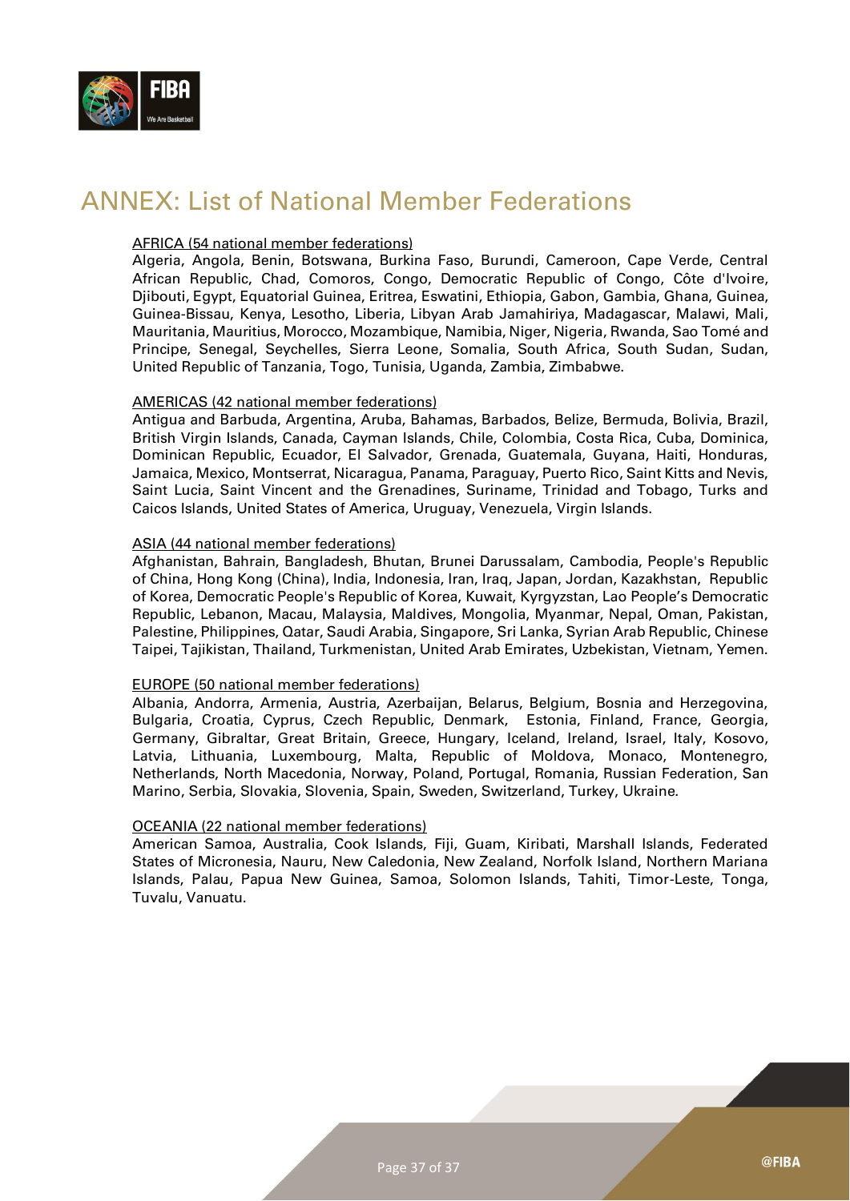# ANNEX: List of National Member Federations

<u>AFRICA (54 national member federations)</u>

Algeria, Angola, Benin, Botswana, Burkina Faso, Burundi, Cameroon, Cape Verde, Central African Republic, Chad, Comoros, Congo, Democratic Republic of Congo, Côte d'Ivoire, Djibouti, Egypt, Equatorial Guinea, Eritrea, Eswatini, Ethiopia, Gabon, Gambia, Ghana, Guinea, Guinea-Bissau, Kenya, Lesotho, Liberia, Libyan Arab Jamahiriya, Madagascar, Malawi, Mali, Mauritania, Mauritius, Morocco, Mozambique, Namibia, Niger, Nigeria, Rwanda, Sao Tomé and Principe, Senegal, Seychelles, Sierra Leone, Somalia, South Africa, South Sudan, Sudan, United Republic of Tanzania, Togo, Tunisia, Uganda, Zambia, Zimbabwe.

<u>AMERICAS (42 national member federations)</u>

Antigua and Barbuda, Argentina, Aruba, Bahamas, Barbados, Belize, Bermuda, Bolivia, Brazil, British Virgin Islands, Canada, Cayman Islands, Chile, Colombia, Costa Rica, Cuba, Dominica, Dominican Republic, Ecuador, El Salvador, Grenada, Guatemala, Guyana, Haiti, Honduras, Jamaica, Mexico, Montserrat, Nicaragua, Panama, Paraguay, Puerto Rico, Saint Kitts and Nevis, Saint Lucia, Saint Vincent and the Grenadines, Suriname, Trinidad and Tobago, Turks and Caicos Islands, United States of America, Uruguay, Venezuela, Virgin Islands.

<u>ASIA (44 national member federations)</u>

Afghanistan, Bahrain, Bangladesh, Bhutan, Brunei Darussalam, Cambodia, People's Republic of China, Hong Kong (China), India, Indonesia, Iran, Iraq, Japan, Jordan, Kazakhstan, Republic of Korea, Democratic People's Republic of Korea, Kuwait, Kyrgyzstan, Lao People's Democratic Republic, Lebanon, Macau, Malaysia, Maldives, Mongolia, Myanmar, Nepal, Oman, Pakistan, Palestine, Philippines, Qatar, Saudi Arabia, Singapore, Sri Lanka, Syrian Arab Republic, Chinese Taipei, Tajikistan, Thailand, Turkmenistan, United Arab Emirates, Uzbekistan, Vietnam, Yemen.

<u>EUROPE (50 national member federations)</u>

Albania, Andorra, Armenia, Austria, Azerbaijan, Belarus, Belgium, Bosnia and Herzegovina, Bulgaria, Croatia, Cyprus, Czech Republic, Denmark, Estonia, Finland, France, Georgia, Germany, Gibraltar, Great Britain, Greece, Hungary, Iceland, Ireland, Israel, Italy, Kosovo, Latvia, Lithuania, Luxembourg, Malta, Republic of Moldova, Monaco, Montenegro, Netherlands, North Macedonia, Norway, Poland, Portugal, Romania, Russian Federation, San Marino, Serbia, Slovakia, Slovenia, Spain, Sweden, Switzerland, Turkey, Ukraine.

<u>OCEANIA (22 national member federations)</u>

American Samoa, Australia, Cook Islands, Fiji, Guam, Kiribati, Marshall Islands, Federated States of Micronesia, Nauru, New Caledonia, New Zealand, Norfolk Island, Northern Mariana Islands, Palau, Papua New Guinea, Samoa, Solomon Islands, Tahiti, Timor-Leste, Tonga, Tuvalu, Vanuatu.